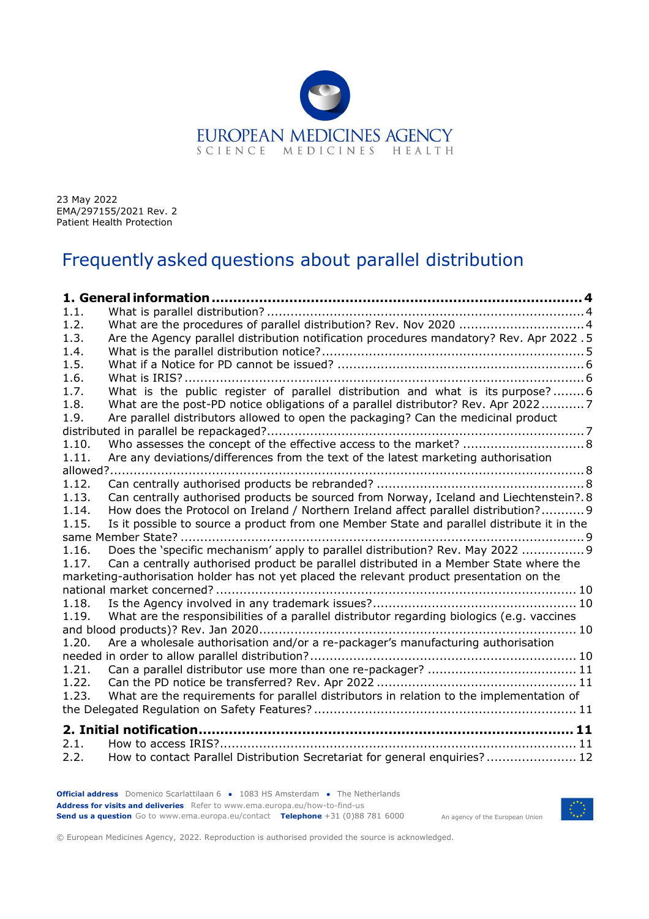EUROPEAN MEDICINES AGENCY
SCIENCE MEDICINES HEALTH

23 May 2022
EMA/297155/2021 Rev. 2
Patient Health Protection

# Frequently asked questions about parallel distribution

**1. General information .......................................................................... 4**
1.1. What is parallel distribution? ........................................................................ 4
1.2. What are the procedures of parallel distribution? Rev. Nov 2020 ................................ 4
1.3. Are the Agency parallel distribution notification procedures mandatory? Rev. Apr 2022 . 5
1.4. What is the parallel distribution notice? ........................................................ 5
1.5. What if a Notice for PD cannot be issued? ...................................................... 6
1.6. What is IRIS? ................................................................................................ 6
1.7. What is the public register of parallel distribution and what is its purpose? ........ 6
1.8. What are the post-PD notice obligations of a parallel distributor? Rev. Apr 2022 ........... 7
1.9. Are parallel distributors allowed to open the packaging? Can the medicinal product distributed in parallel be repackaged? ..................................................................... 7
1.10. Who assesses the concept of the effective access to the market? ............................. 8
1.11. Are any deviations/differences from the text of the latest marketing authorisation allowed? ........................................................................................................ 8
1.12. Can centrally authorised products be rebranded? ................................................ 8
1.13. Can centrally authorised products be sourced from Norway, Iceland and Liechtenstein?. 8
1.14. How does the Protocol on Ireland / Northern Ireland affect parallel distribution? .......... 9
1.15. Is it possible to source a product from one Member State and parallel distribute it in the same Member State? ............................................................................................ 9
1.16. Does the 'specific mechanism' apply to parallel distribution? Rev. May 2022 ................ 9
1.17. Can a centrally authorised product be parallel distributed in a Member State where the marketing-authorisation holder has not yet placed the relevant product presentation on the national market concerned? ................................................................................ 10
1.18. Is the Agency involved in any trademark issues? ................................................ 10
1.19. What are the responsibilities of a parallel distributor regarding biologics (e.g. vaccines and blood products)? Rev. Jan 2020 ............................................................................ 10
1.20. Are a wholesale authorisation and/or a re-packager's manufacturing authorisation needed in order to allow parallel distribution? ................................................................ 10
1.21. Can a parallel distributor use more than one re-packager? ...................................... 11
1.22. Can the PD notice be transferred? Rev. Apr 2022 ................................................ 11
1.23. What are the requirements for parallel distributors in relation to the implementation of the Delegated Regulation on Safety Features? ...................................................... 11

**2. Initial notification .......................................................................... 11**
2.1. How to access IRIS? ........................................................................................ 11
2.2. How to contact Parallel Distribution Secretariat for general enquiries? ....................... 12

**Official address** Domenico Scarlattilaan 6 • 1083 HS Amsterdam • The Netherlands
**Address for visits and deliveries** Refer to www.ema.europa.eu/how-to-find-us
**Send us a question** Go to www.ema.europa.eu/contact **Telephone** +31 (0)88 781 6000

An agency of the European Union

© European Medicines Agency, 2022. Reproduction is authorised provided the source is acknowledged.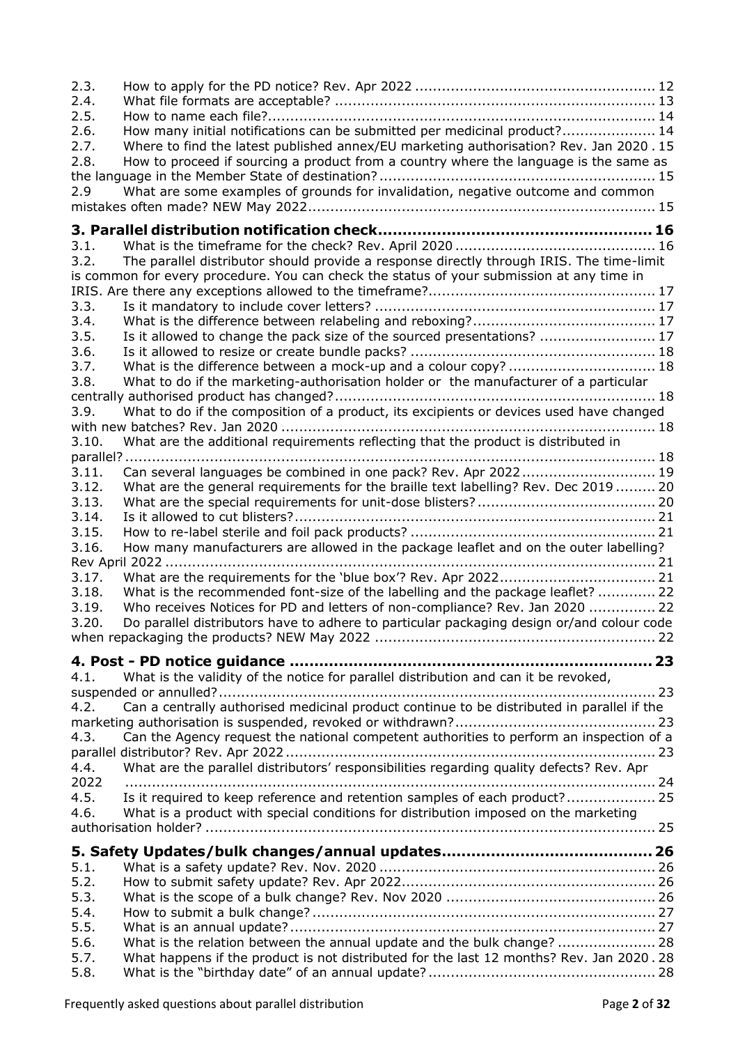2.3. How to apply for the PD notice? Rev. Apr 2022 .......................................................... 12
2.4. What file formats are acceptable? ......................................................................... 13
2.5. How to name each file?......................................................................................... 14
2.6. How many initial notifications can be submitted per medicinal product?..................... 14
2.7. Where to find the latest published annex/EU marketing authorisation? Rev. Jan 2020 . 15
2.8. How to proceed if sourcing a product from a country where the language is the same as the language in the Member State of destination?................................................................ 15
2.9 What are some examples of grounds for invalidation, negative outcome and common mistakes often made? NEW May 2022.............................................................................. 15

**3. Parallel distribution notification check....................................................... 16**

3.1. What is the timeframe for the check? Rev. April 2020 ............................................. 16
3.2. The parallel distributor should provide a response directly through IRIS. The time-limit is common for every procedure. You can check the status of your submission at any time in IRIS. Are there any exceptions allowed to the timeframe?.................................................. 17
3.3. Is it mandatory to include cover letters? ............................................................... 17
3.4. What is the difference between relabeling and reboxing?......................................... 17
3.5. Is it allowed to change the pack size of the sourced presentations? .......................... 17
3.6. Is it allowed to resize or create bundle packs? ....................................................... 18
3.7. What is the difference between a mock-up and a colour copy? ................................. 18
3.8. What to do if the marketing-authorisation holder or the manufacturer of a particular centrally authorised product has changed?......................................................................... 18
3.9. What to do if the composition of a product, its excipients or devices used have changed with new batches? Rev. Jan 2020 ..................................................................................... 18
3.10. What are the additional requirements reflecting that the product is distributed in parallel? ......................................................................................................................... 18
3.11. Can several languages be combined in one pack? Rev. Apr 2022 .............................. 19
3.12. What are the general requirements for the braille text labelling? Rev. Dec 2019 ......... 20
3.13. What are the special requirements for unit-dose blisters? ........................................ 20
3.14. Is it allowed to cut blisters?................................................................................. 21
3.15. How to re-label sterile and foil pack products? ....................................................... 21
3.16. How many manufacturers are allowed in the package leaflet and on the outer labelling? Rev April 2022 ............................................................................................................... 21
3.17. What are the requirements for the 'blue box'? Rev. Apr 2022................................... 21
3.18. What is the recommended font-size of the labelling and the package leaflet? ............. 22
3.19. Who receives Notices for PD and letters of non-compliance? Rev. Jan 2020 ............... 22
3.20. Do parallel distributors have to adhere to particular packaging design or/and colour code when repackaging the products? NEW May 2022 ............................................................... 22

**4. Post - PD notice guidance ........................................................................ 23**

4.1. What is the validity of the notice for parallel distribution and can it be revoked, suspended or annulled?................................................................................................... 23
4.2. Can a centrally authorised medicinal product continue to be distributed in parallel if the marketing authorisation is suspended, revoked or withdrawn?............................................ 23
4.3. Can the Agency request the national competent authorities to perform an inspection of a parallel distributor? Rev. Apr 2022 .................................................................................. 23
4.4. What are the parallel distributors' responsibilities regarding quality defects? Rev. Apr 2022 ........................................................................................................................... 24
4.5. Is it required to keep reference and retention samples of each product?.................... 25
4.6. What is a product with special conditions for distribution imposed on the marketing authorisation holder? ..................................................................................................... 25

**5. Safety Updates/bulk changes/annual updates.......................................... 26**

5.1. What is a safety update? Rev. Nov. 2020 .............................................................. 26
5.2. How to submit safety update? Rev. Apr 2022......................................................... 26
5.3. What is the scope of a bulk change? Rev. Nov 2020 ............................................... 26
5.4. How to submit a bulk change? ............................................................................. 27
5.5. What is an annual update?................................................................................... 27
5.6. What is the relation between the annual update and the bulk change? ...................... 28
5.7. What happens if the product is not distributed for the last 12 months? Rev. Jan 2020 . 28
5.8. What is the "birthday date" of an annual update? ................................................... 28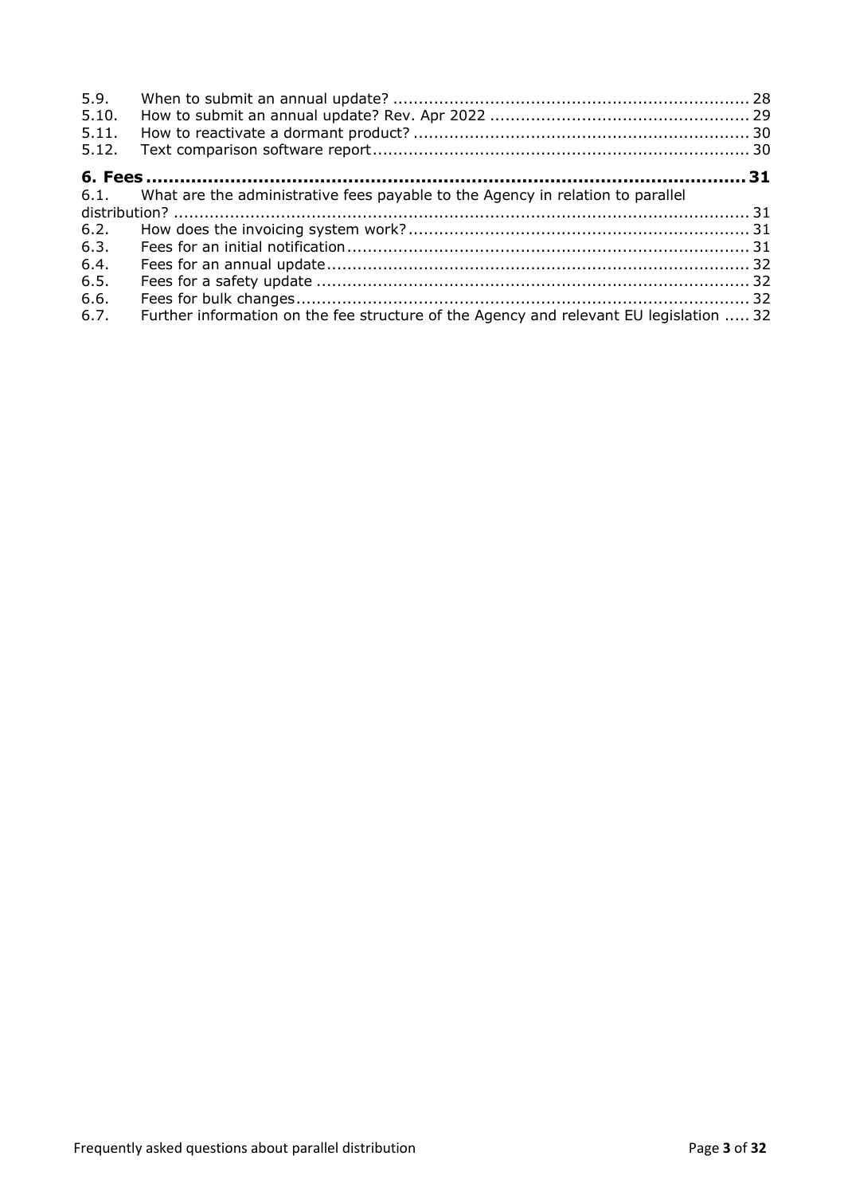5.9. When to submit an annual update? ..... 28
5.10. How to submit an annual update? Rev. Apr 2022 ..... 29
5.11. How to reactivate a dormant product? ..... 30
5.12. Text comparison software report ..... 30

**6. Fees ..... 31**

6.1. What are the administrative fees payable to the Agency in relation to parallel distribution? ..... 31
6.2. How does the invoicing system work? ..... 31
6.3. Fees for an initial notification ..... 31
6.4. Fees for an annual update ..... 32
6.5. Fees for a safety update ..... 32
6.6. Fees for bulk changes ..... 32
6.7. Further information on the fee structure of the Agency and relevant EU legislation ..... 32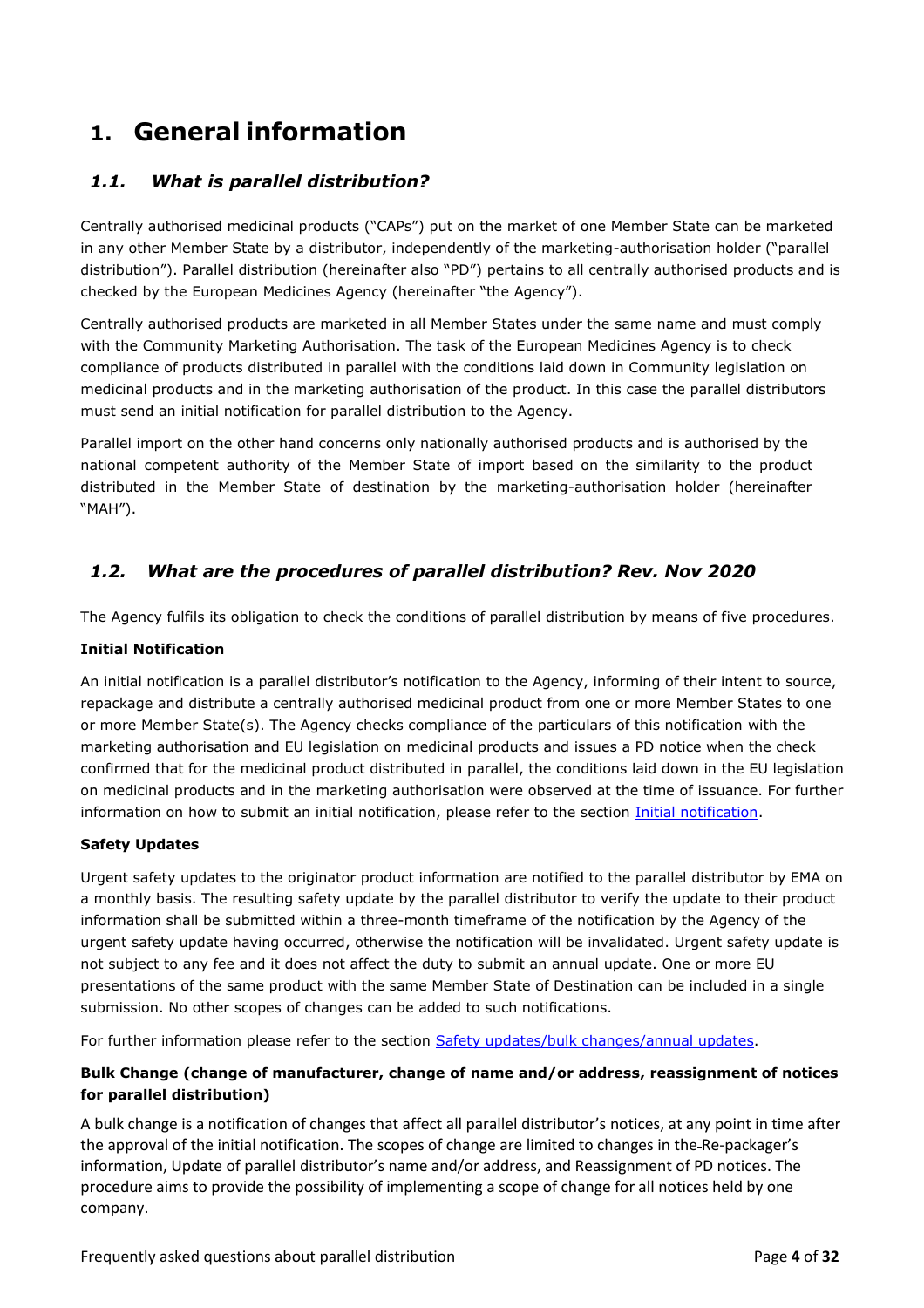# 1. General information

## *1.1. What is parallel distribution?*

Centrally authorised medicinal products ("CAPs") put on the market of one Member State can be marketed in any other Member State by a distributor, independently of the marketing-authorisation holder ("parallel distribution"). Parallel distribution (hereinafter also "PD") pertains to all centrally authorised products and is checked by the European Medicines Agency (hereinafter "the Agency").

Centrally authorised products are marketed in all Member States under the same name and must comply with the Community Marketing Authorisation. The task of the European Medicines Agency is to check compliance of products distributed in parallel with the conditions laid down in Community legislation on medicinal products and in the marketing authorisation of the product. In this case the parallel distributors must send an initial notification for parallel distribution to the Agency.

Parallel import on the other hand concerns only nationally authorised products and is authorised by the national competent authority of the Member State of import based on the similarity to the product distributed in the Member State of destination by the marketing-authorisation holder (hereinafter "MAH").

## *1.2. What are the procedures of parallel distribution? Rev. Nov 2020*

The Agency fulfils its obligation to check the conditions of parallel distribution by means of five procedures.

**Initial Notification**

An initial notification is a parallel distributor's notification to the Agency, informing of their intent to source, repackage and distribute a centrally authorised medicinal product from one or more Member States to one or more Member State(s). The Agency checks compliance of the particulars of this notification with the marketing authorisation and EU legislation on medicinal products and issues a PD notice when the check confirmed that for the medicinal product distributed in parallel, the conditions laid down in the EU legislation on medicinal products and in the marketing authorisation were observed at the time of issuance. For further information on how to submit an initial notification, please refer to the section Initial notification.

**Safety Updates**

Urgent safety updates to the originator product information are notified to the parallel distributor by EMA on a monthly basis. The resulting safety update by the parallel distributor to verify the update to their product information shall be submitted within a three-month timeframe of the notification by the Agency of the urgent safety update having occurred, otherwise the notification will be invalidated. Urgent safety update is not subject to any fee and it does not affect the duty to submit an annual update. One or more EU presentations of the same product with the same Member State of Destination can be included in a single submission. No other scopes of changes can be added to such notifications.

For further information please refer to the section Safety updates/bulk changes/annual updates.

**Bulk Change (change of manufacturer, change of name and/or address, reassignment of notices for parallel distribution)**

A bulk change is a notification of changes that affect all parallel distributor's notices, at any point in time after the approval of the initial notification. The scopes of change are limited to changes in the Re-packager's information, Update of parallel distributor's name and/or address, and Reassignment of PD notices. The procedure aims to provide the possibility of implementing a scope of change for all notices held by one company.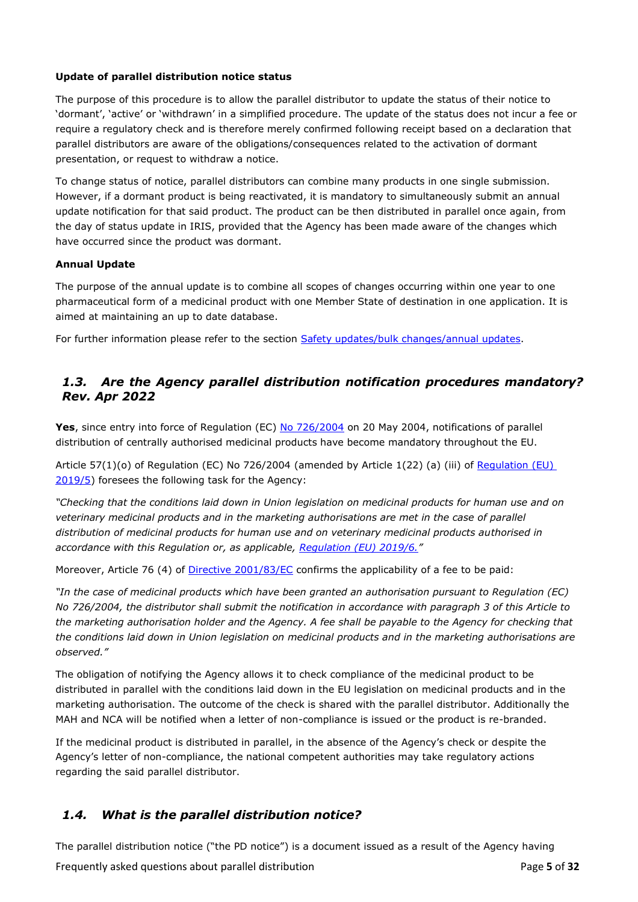**Update of parallel distribution notice status**

The purpose of this procedure is to allow the parallel distributor to update the status of their notice to 'dormant', 'active' or 'withdrawn' in a simplified procedure. The update of the status does not incur a fee or require a regulatory check and is therefore merely confirmed following receipt based on a declaration that parallel distributors are aware of the obligations/consequences related to the activation of dormant presentation, or request to withdraw a notice.

To change status of notice, parallel distributors can combine many products in one single submission. However, if a dormant product is being reactivated, it is mandatory to simultaneously submit an annual update notification for that said product. The product can be then distributed in parallel once again, from the day of status update in IRIS, provided that the Agency has been made aware of the changes which have occurred since the product was dormant.

**Annual Update**

The purpose of the annual update is to combine all scopes of changes occurring within one year to one pharmaceutical form of a medicinal product with one Member State of destination in one application. It is aimed at maintaining an up to date database.

For further information please refer to the section Safety updates/bulk changes/annual updates.

## *1.3. Are the Agency parallel distribution notification procedures mandatory? Rev. Apr 2022*

**Yes**, since entry into force of Regulation (EC) No 726/2004 on 20 May 2004, notifications of parallel distribution of centrally authorised medicinal products have become mandatory throughout the EU.

Article 57(1)(o) of Regulation (EC) No 726/2004 (amended by Article 1(22) (a) (iii) of Regulation (EU) 2019/5) foresees the following task for the Agency:

*"Checking that the conditions laid down in Union legislation on medicinal products for human use and on veterinary medicinal products and in the marketing authorisations are met in the case of parallel distribution of medicinal products for human use and on veterinary medicinal products authorised in accordance with this Regulation or, as applicable, Regulation (EU) 2019/6."*

Moreover, Article 76 (4) of Directive 2001/83/EC confirms the applicability of a fee to be paid:

*"In the case of medicinal products which have been granted an authorisation pursuant to Regulation (EC) No 726/2004, the distributor shall submit the notification in accordance with paragraph 3 of this Article to the marketing authorisation holder and the Agency. A fee shall be payable to the Agency for checking that the conditions laid down in Union legislation on medicinal products and in the marketing authorisations are observed."*

The obligation of notifying the Agency allows it to check compliance of the medicinal product to be distributed in parallel with the conditions laid down in the EU legislation on medicinal products and in the marketing authorisation. The outcome of the check is shared with the parallel distributor. Additionally the MAH and NCA will be notified when a letter of non-compliance is issued or the product is re-branded.

If the medicinal product is distributed in parallel, in the absence of the Agency's check or despite the Agency's letter of non-compliance, the national competent authorities may take regulatory actions regarding the said parallel distributor.

## *1.4. What is the parallel distribution notice?*

The parallel distribution notice ("the PD notice") is a document issued as a result of the Agency having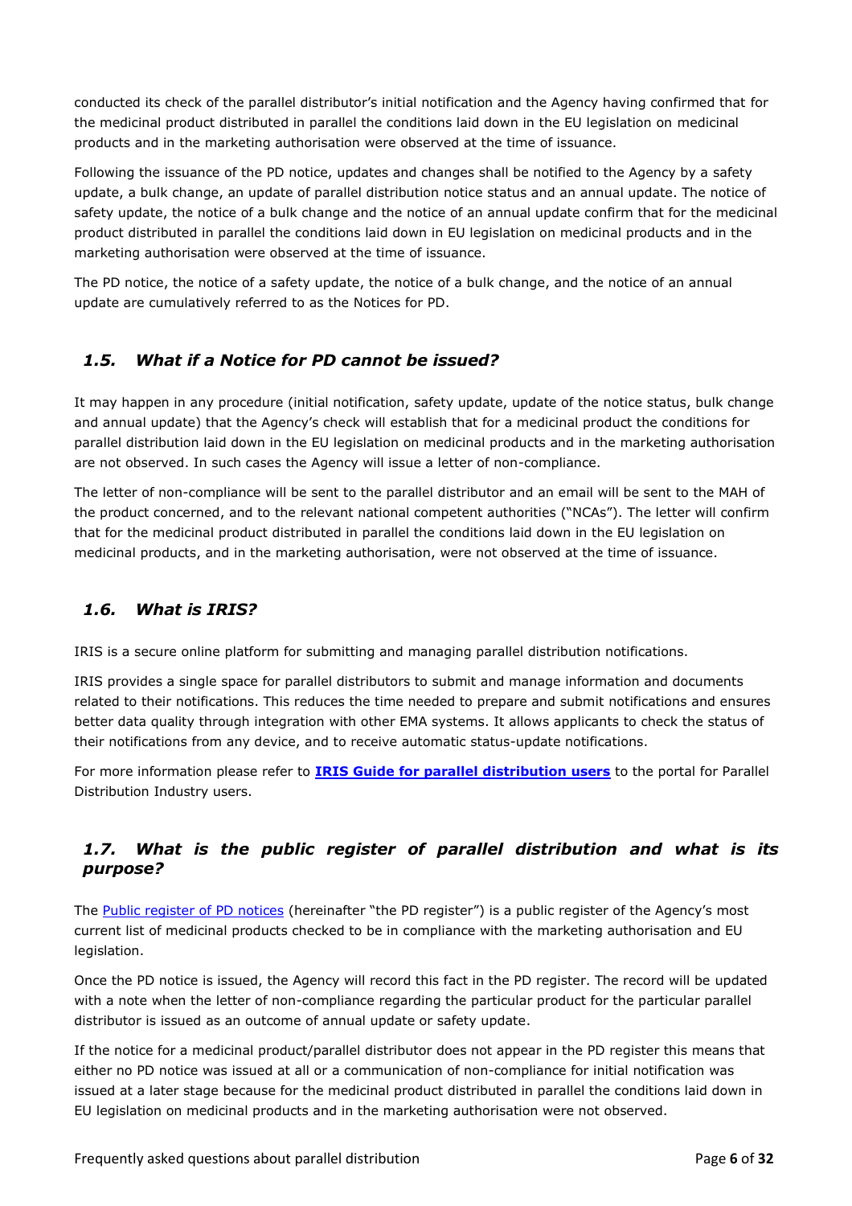conducted its check of the parallel distributor's initial notification and the Agency having confirmed that for the medicinal product distributed in parallel the conditions laid down in the EU legislation on medicinal products and in the marketing authorisation were observed at the time of issuance.

Following the issuance of the PD notice, updates and changes shall be notified to the Agency by a safety update, a bulk change, an update of parallel distribution notice status and an annual update. The notice of safety update, the notice of a bulk change and the notice of an annual update confirm that for the medicinal product distributed in parallel the conditions laid down in EU legislation on medicinal products and in the marketing authorisation were observed at the time of issuance.

The PD notice, the notice of a safety update, the notice of a bulk change, and the notice of an annual update are cumulatively referred to as the Notices for PD.

## *1.5. What if a Notice for PD cannot be issued?*

It may happen in any procedure (initial notification, safety update, update of the notice status, bulk change and annual update) that the Agency's check will establish that for a medicinal product the conditions for parallel distribution laid down in the EU legislation on medicinal products and in the marketing authorisation are not observed. In such cases the Agency will issue a letter of non-compliance.

The letter of non-compliance will be sent to the parallel distributor and an email will be sent to the MAH of the product concerned, and to the relevant national competent authorities ("NCAs"). The letter will confirm that for the medicinal product distributed in parallel the conditions laid down in the EU legislation on medicinal products, and in the marketing authorisation, were not observed at the time of issuance.

## *1.6. What is IRIS?*

IRIS is a secure online platform for submitting and managing parallel distribution notifications.

IRIS provides a single space for parallel distributors to submit and manage information and documents related to their notifications. This reduces the time needed to prepare and submit notifications and ensures better data quality through integration with other EMA systems. It allows applicants to check the status of their notifications from any device, and to receive automatic status-update notifications.

For more information please refer to **IRIS Guide for parallel distribution users** to the portal for Parallel Distribution Industry users.

## *1.7. What is the public register of parallel distribution and what is its purpose?*

The Public register of PD notices (hereinafter "the PD register") is a public register of the Agency's most current list of medicinal products checked to be in compliance with the marketing authorisation and EU legislation.

Once the PD notice is issued, the Agency will record this fact in the PD register. The record will be updated with a note when the letter of non-compliance regarding the particular product for the particular parallel distributor is issued as an outcome of annual update or safety update.

If the notice for a medicinal product/parallel distributor does not appear in the PD register this means that either no PD notice was issued at all or a communication of non-compliance for initial notification was issued at a later stage because for the medicinal product distributed in parallel the conditions laid down in EU legislation on medicinal products and in the marketing authorisation were not observed.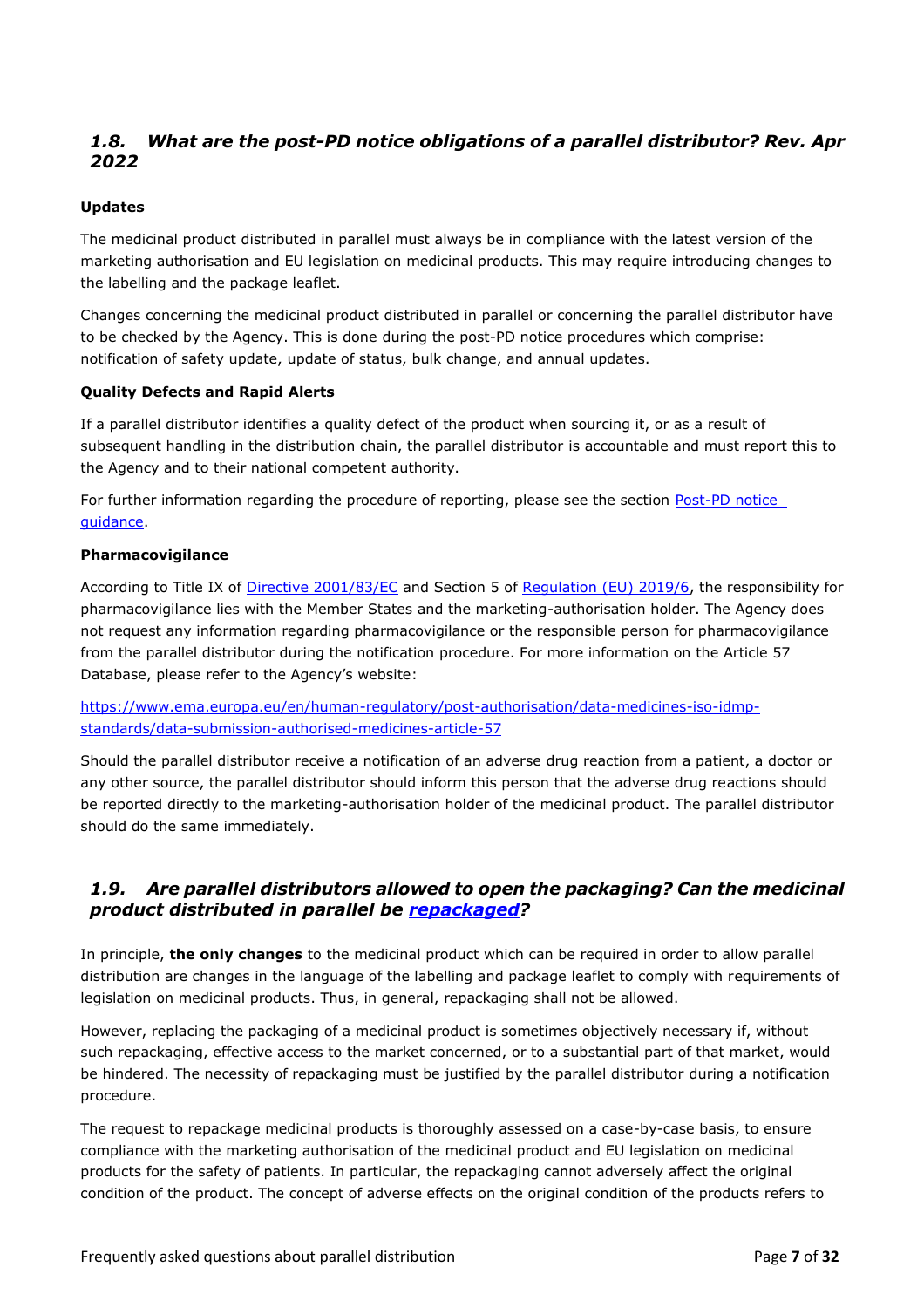## *1.8. What are the post-PD notice obligations of a parallel distributor? Rev. Apr 2022*

**Updates**

The medicinal product distributed in parallel must always be in compliance with the latest version of the marketing authorisation and EU legislation on medicinal products. This may require introducing changes to the labelling and the package leaflet.

Changes concerning the medicinal product distributed in parallel or concerning the parallel distributor have to be checked by the Agency. This is done during the post-PD notice procedures which comprise: notification of safety update, update of status, bulk change, and annual updates.

**Quality Defects and Rapid Alerts**

If a parallel distributor identifies a quality defect of the product when sourcing it, or as a result of subsequent handling in the distribution chain, the parallel distributor is accountable and must report this to the Agency and to their national competent authority.

For further information regarding the procedure of reporting, please see the section Post-PD notice guidance.

**Pharmacovigilance**

According to Title IX of Directive 2001/83/EC and Section 5 of Regulation (EU) 2019/6, the responsibility for pharmacovigilance lies with the Member States and the marketing-authorisation holder. The Agency does not request any information regarding pharmacovigilance or the responsible person for pharmacovigilance from the parallel distributor during the notification procedure. For more information on the Article 57 Database, please refer to the Agency's website:

https://www.ema.europa.eu/en/human-regulatory/post-authorisation/data-medicines-iso-idmp-standards/data-submission-authorised-medicines-article-57

Should the parallel distributor receive a notification of an adverse drug reaction from a patient, a doctor or any other source, the parallel distributor should inform this person that the adverse drug reactions should be reported directly to the marketing-authorisation holder of the medicinal product. The parallel distributor should do the same immediately.

## *1.9. Are parallel distributors allowed to open the packaging? Can the medicinal product distributed in parallel be repackaged?*

In principle, **the only changes** to the medicinal product which can be required in order to allow parallel distribution are changes in the language of the labelling and package leaflet to comply with requirements of legislation on medicinal products. Thus, in general, repackaging shall not be allowed.

However, replacing the packaging of a medicinal product is sometimes objectively necessary if, without such repackaging, effective access to the market concerned, or to a substantial part of that market, would be hindered. The necessity of repackaging must be justified by the parallel distributor during a notification procedure.

The request to repackage medicinal products is thoroughly assessed on a case-by-case basis, to ensure compliance with the marketing authorisation of the medicinal product and EU legislation on medicinal products for the safety of patients. In particular, the repackaging cannot adversely affect the original condition of the product. The concept of adverse effects on the original condition of the products refers to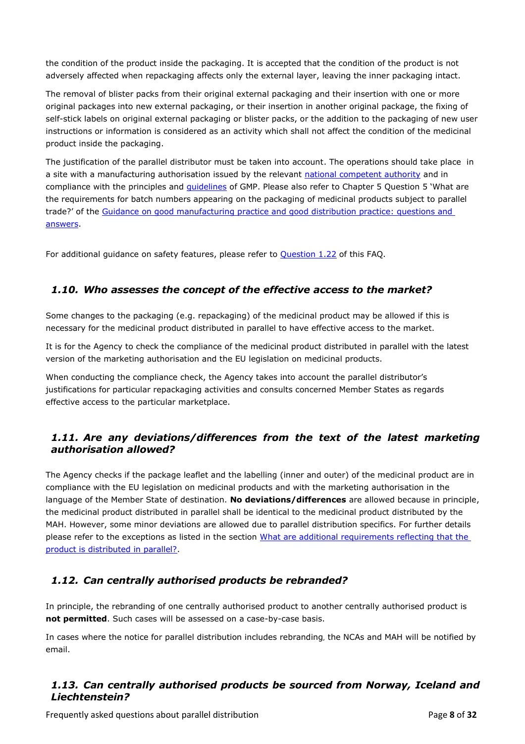the condition of the product inside the packaging. It is accepted that the condition of the product is not adversely affected when repackaging affects only the external layer, leaving the inner packaging intact.

The removal of blister packs from their original external packaging and their insertion with one or more original packages into new external packaging, or their insertion in another original package, the fixing of self-stick labels on original external packaging or blister packs, or the addition to the packaging of new user instructions or information is considered as an activity which shall not affect the condition of the medicinal product inside the packaging.

The justification of the parallel distributor must be taken into account. The operations should take place in a site with a manufacturing authorisation issued by the relevant national competent authority and in compliance with the principles and guidelines of GMP. Please also refer to Chapter 5 Question 5 'What are the requirements for batch numbers appearing on the packaging of medicinal products subject to parallel trade?' of the Guidance on good manufacturing practice and good distribution practice: questions and answers.

For additional guidance on safety features, please refer to Question 1.22 of this FAQ.

### *1.10. Who assesses the concept of the effective access to the market?*

Some changes to the packaging (e.g. repackaging) of the medicinal product may be allowed if this is necessary for the medicinal product distributed in parallel to have effective access to the market.

It is for the Agency to check the compliance of the medicinal product distributed in parallel with the latest version of the marketing authorisation and the EU legislation on medicinal products.

When conducting the compliance check, the Agency takes into account the parallel distributor's justifications for particular repackaging activities and consults concerned Member States as regards effective access to the particular marketplace.

### *1.11. Are any deviations/differences from the text of the latest marketing authorisation allowed?*

The Agency checks if the package leaflet and the labelling (inner and outer) of the medicinal product are in compliance with the EU legislation on medicinal products and with the marketing authorisation in the language of the Member State of destination. **No deviations/differences** are allowed because in principle, the medicinal product distributed in parallel shall be identical to the medicinal product distributed by the MAH. However, some minor deviations are allowed due to parallel distribution specifics. For further details please refer to the exceptions as listed in the section What are additional requirements reflecting that the product is distributed in parallel?.

### *1.12. Can centrally authorised products be rebranded?*

In principle, the rebranding of one centrally authorised product to another centrally authorised product is **not permitted**. Such cases will be assessed on a case-by-case basis.

In cases where the notice for parallel distribution includes rebranding, the NCAs and MAH will be notified by email.

### *1.13. Can centrally authorised products be sourced from Norway, Iceland and Liechtenstein?*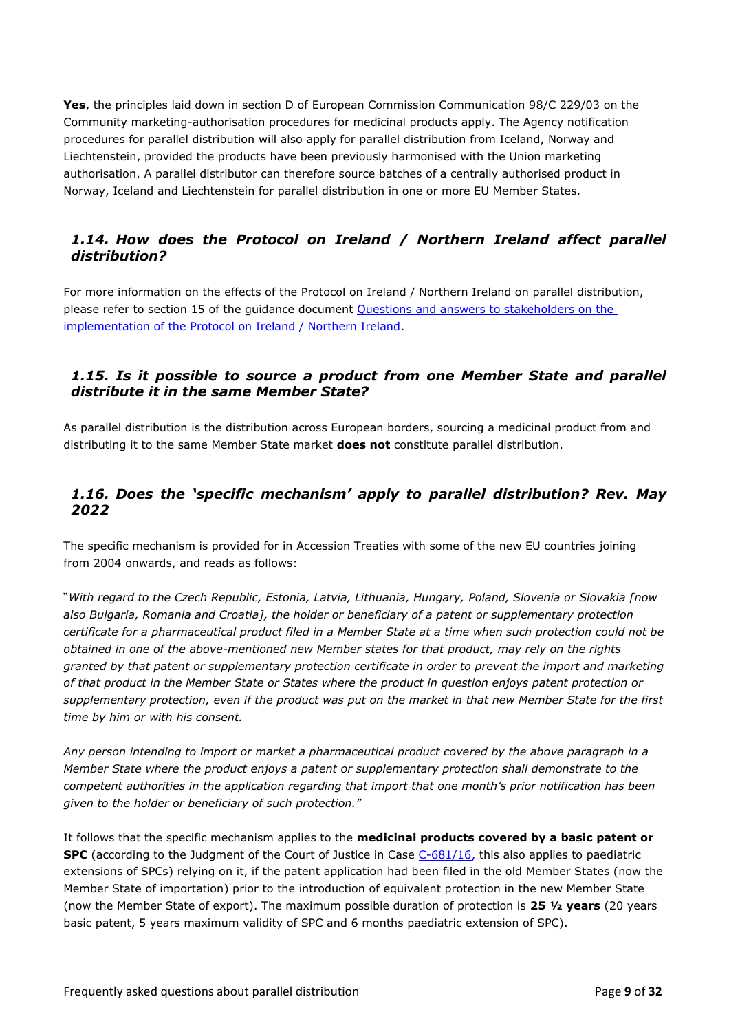**Yes**, the principles laid down in section D of European Commission Communication 98/C 229/03 on the Community marketing-authorisation procedures for medicinal products apply. The Agency notification procedures for parallel distribution will also apply for parallel distribution from Iceland, Norway and Liechtenstein, provided the products have been previously harmonised with the Union marketing authorisation. A parallel distributor can therefore source batches of a centrally authorised product in Norway, Iceland and Liechtenstein for parallel distribution in one or more EU Member States.

### *1.14. How does the Protocol on Ireland / Northern Ireland affect parallel distribution?*

For more information on the effects of the Protocol on Ireland / Northern Ireland on parallel distribution, please refer to section 15 of the guidance document [Questions and answers to stakeholders on the implementation of the Protocol on Ireland / Northern Ireland]().

### *1.15. Is it possible to source a product from one Member State and parallel distribute it in the same Member State?*

As parallel distribution is the distribution across European borders, sourcing a medicinal product from and distributing it to the same Member State market **does not** constitute parallel distribution.

### *1.16. Does the 'specific mechanism' apply to parallel distribution? Rev. May 2022*

The specific mechanism is provided for in Accession Treaties with some of the new EU countries joining from 2004 onwards, and reads as follows:

"*With regard to the Czech Republic, Estonia, Latvia, Lithuania, Hungary, Poland, Slovenia or Slovakia [now also Bulgaria, Romania and Croatia], the holder or beneficiary of a patent or supplementary protection certificate for a pharmaceutical product filed in a Member State at a time when such protection could not be obtained in one of the above-mentioned new Member states for that product, may rely on the rights granted by that patent or supplementary protection certificate in order to prevent the import and marketing of that product in the Member State or States where the product in question enjoys patent protection or supplementary protection, even if the product was put on the market in that new Member State for the first time by him or with his consent.*

*Any person intending to import or market a pharmaceutical product covered by the above paragraph in a Member State where the product enjoys a patent or supplementary protection shall demonstrate to the competent authorities in the application regarding that import that one month's prior notification has been given to the holder or beneficiary of such protection."*

It follows that the specific mechanism applies to the **medicinal products covered by a basic patent or SPC** (according to the Judgment of the Court of Justice in Case [C-681/16](), this also applies to paediatric extensions of SPCs) relying on it, if the patent application had been filed in the old Member States (now the Member State of importation) prior to the introduction of equivalent protection in the new Member State (now the Member State of export). The maximum possible duration of protection is **25 ½ years** (20 years basic patent, 5 years maximum validity of SPC and 6 months paediatric extension of SPC).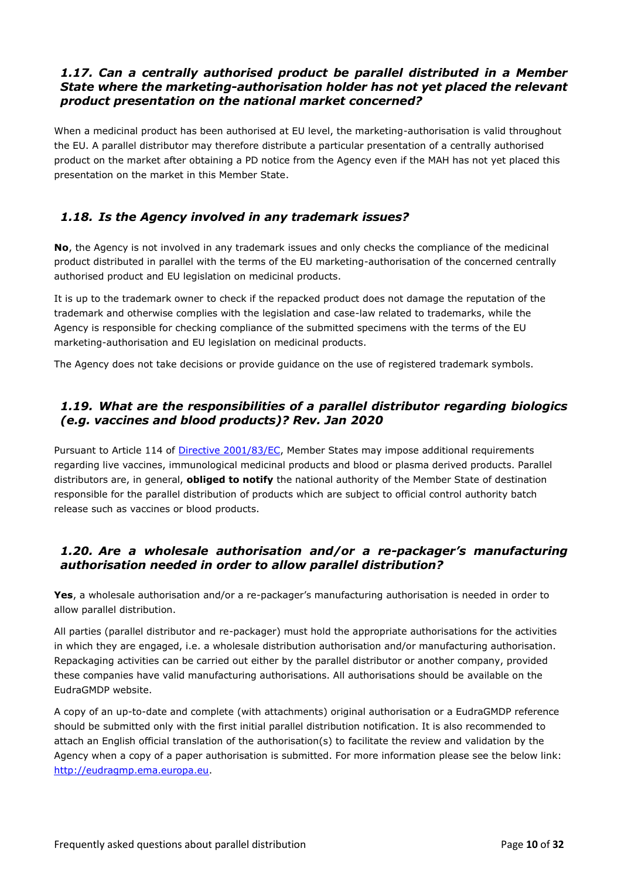### *1.17. Can a centrally authorised product be parallel distributed in a Member State where the marketing-authorisation holder has not yet placed the relevant product presentation on the national market concerned?*

When a medicinal product has been authorised at EU level, the marketing-authorisation is valid throughout the EU. A parallel distributor may therefore distribute a particular presentation of a centrally authorised product on the market after obtaining a PD notice from the Agency even if the MAH has not yet placed this presentation on the market in this Member State.

### *1.18. Is the Agency involved in any trademark issues?*

**No**, the Agency is not involved in any trademark issues and only checks the compliance of the medicinal product distributed in parallel with the terms of the EU marketing-authorisation of the concerned centrally authorised product and EU legislation on medicinal products.

It is up to the trademark owner to check if the repacked product does not damage the reputation of the trademark and otherwise complies with the legislation and case-law related to trademarks, while the Agency is responsible for checking compliance of the submitted specimens with the terms of the EU marketing-authorisation and EU legislation on medicinal products.

The Agency does not take decisions or provide guidance on the use of registered trademark symbols.

### *1.19. What are the responsibilities of a parallel distributor regarding biologics (e.g. vaccines and blood products)? Rev. Jan 2020*

Pursuant to Article 114 of [Directive 2001/83/EC](), Member States may impose additional requirements regarding live vaccines, immunological medicinal products and blood or plasma derived products. Parallel distributors are, in general, **obliged to notify** the national authority of the Member State of destination responsible for the parallel distribution of products which are subject to official control authority batch release such as vaccines or blood products.

### *1.20. Are a wholesale authorisation and/or a re-packager's manufacturing authorisation needed in order to allow parallel distribution?*

**Yes**, a wholesale authorisation and/or a re-packager's manufacturing authorisation is needed in order to allow parallel distribution.

All parties (parallel distributor and re-packager) must hold the appropriate authorisations for the activities in which they are engaged, i.e. a wholesale distribution authorisation and/or manufacturing authorisation. Repackaging activities can be carried out either by the parallel distributor or another company, provided these companies have valid manufacturing authorisations. All authorisations should be available on the EudraGMDP website.

A copy of an up-to-date and complete (with attachments) original authorisation or a EudraGMDP reference should be submitted only with the first initial parallel distribution notification. It is also recommended to attach an English official translation of the authorisation(s) to facilitate the review and validation by the Agency when a copy of a paper authorisation is submitted. For more information please see the below link: [http://eudragmp.ema.europa.eu](http://eudragmp.ema.europa.eu).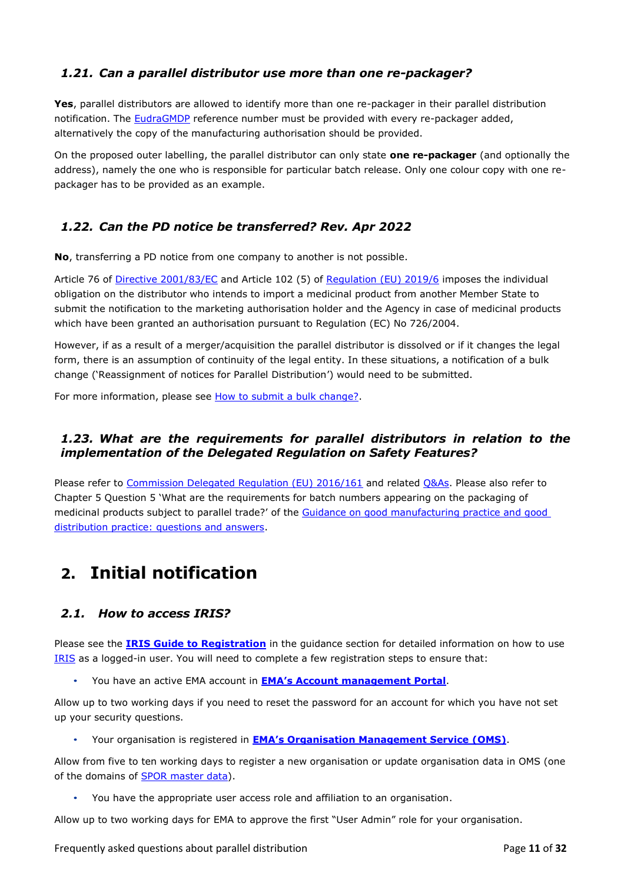### 1.21. Can a parallel distributor use more than one re-packager?

**Yes**, parallel distributors are allowed to identify more than one re-packager in their parallel distribution notification. The EudraGMDP reference number must be provided with every re-packager added, alternatively the copy of the manufacturing authorisation should be provided.

On the proposed outer labelling, the parallel distributor can only state **one re-packager** (and optionally the address), namely the one who is responsible for particular batch release. Only one colour copy with one re-packager has to be provided as an example.

### 1.22. Can the PD notice be transferred? Rev. Apr 2022

**No**, transferring a PD notice from one company to another is not possible.

Article 76 of Directive 2001/83/EC and Article 102 (5) of Regulation (EU) 2019/6 imposes the individual obligation on the distributor who intends to import a medicinal product from another Member State to submit the notification to the marketing authorisation holder and the Agency in case of medicinal products which have been granted an authorisation pursuant to Regulation (EC) No 726/2004.

However, if as a result of a merger/acquisition the parallel distributor is dissolved or if it changes the legal form, there is an assumption of continuity of the legal entity. In these situations, a notification of a bulk change ('Reassignment of notices for Parallel Distribution') would need to be submitted.

For more information, please see How to submit a bulk change?.

### 1.23. What are the requirements for parallel distributors in relation to the implementation of the Delegated Regulation on Safety Features?

Please refer to Commission Delegated Regulation (EU) 2016/161 and related Q&As. Please also refer to Chapter 5 Question 5 'What are the requirements for batch numbers appearing on the packaging of medicinal products subject to parallel trade?' of the Guidance on good manufacturing practice and good distribution practice: questions and answers.

## 2. Initial notification

### 2.1. How to access IRIS?

Please see the **IRIS Guide to Registration** in the guidance section for detailed information on how to use IRIS as a logged-in user. You will need to complete a few registration steps to ensure that:

- You have an active EMA account in **EMA's Account management Portal**.

Allow up to two working days if you need to reset the password for an account for which you have not set up your security questions.

- Your organisation is registered in **EMA's Organisation Management Service (OMS)**.

Allow from five to ten working days to register a new organisation or update organisation data in OMS (one of the domains of SPOR master data).

- You have the appropriate user access role and affiliation to an organisation.

Allow up to two working days for EMA to approve the first "User Admin" role for your organisation.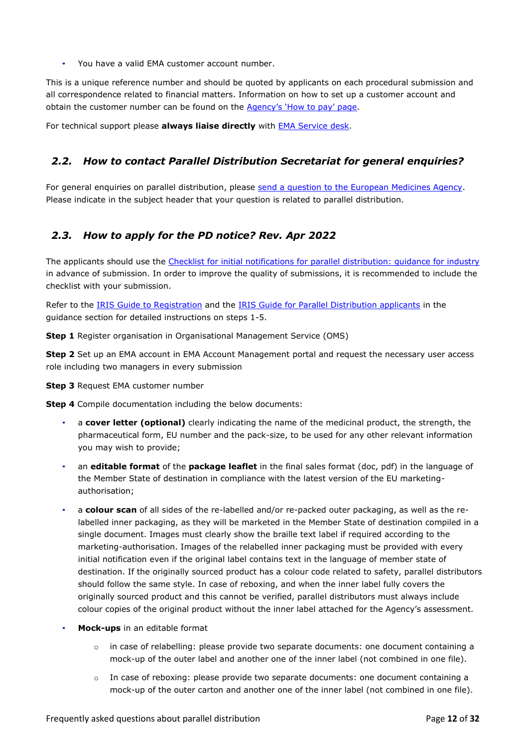- You have a valid EMA customer account number.

This is a unique reference number and should be quoted by applicants on each procedural submission and all correspondence related to financial matters. Information on how to set up a customer account and obtain the customer number can be found on the Agency's 'How to pay' page.

For technical support please **always liaise directly** with EMA Service desk.

## *2.2. How to contact Parallel Distribution Secretariat for general enquiries?*

For general enquiries on parallel distribution, please send a question to the European Medicines Agency. Please indicate in the subject header that your question is related to parallel distribution.

## *2.3. How to apply for the PD notice? Rev. Apr 2022*

The applicants should use the Checklist for initial notifications for parallel distribution: guidance for industry in advance of submission. In order to improve the quality of submissions, it is recommended to include the checklist with your submission.

Refer to the IRIS Guide to Registration and the IRIS Guide for Parallel Distribution applicants in the guidance section for detailed instructions on steps 1-5.

**Step 1** Register organisation in Organisational Management Service (OMS)

**Step 2** Set up an EMA account in EMA Account Management portal and request the necessary user access role including two managers in every submission

**Step 3** Request EMA customer number

**Step 4** Compile documentation including the below documents:

- a **cover letter (optional)** clearly indicating the name of the medicinal product, the strength, the pharmaceutical form, EU number and the pack-size, to be used for any other relevant information you may wish to provide;
- an **editable format** of the **package leaflet** in the final sales format (doc, pdf) in the language of the Member State of destination in compliance with the latest version of the EU marketing-authorisation;
- a **colour scan** of all sides of the re-labelled and/or re-packed outer packaging, as well as the re-labelled inner packaging, as they will be marketed in the Member State of destination compiled in a single document. Images must clearly show the braille text label if required according to the marketing-authorisation. Images of the relabelled inner packaging must be provided with every initial notification even if the original label contains text in the language of member state of destination. If the originally sourced product has a colour code related to safety, parallel distributors should follow the same style. In case of reboxing, and when the inner label fully covers the originally sourced product and this cannot be verified, parallel distributors must always include colour copies of the original product without the inner label attached for the Agency's assessment.
- **Mock-ups** in an editable format
  - in case of relabelling: please provide two separate documents: one document containing a mock-up of the outer label and another one of the inner label (not combined in one file).
  - In case of reboxing: please provide two separate documents: one document containing a mock-up of the outer carton and another one of the inner label (not combined in one file).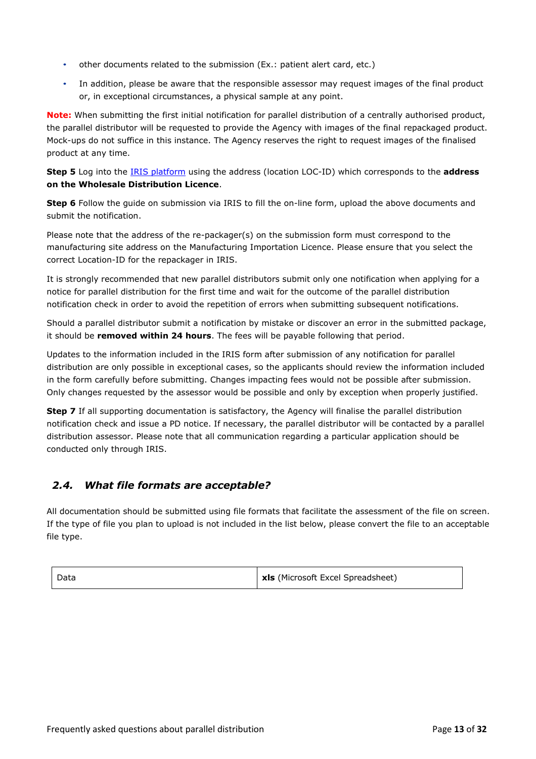- other documents related to the submission (Ex.: patient alert card, etc.)
- In addition, please be aware that the responsible assessor may request images of the final product or, in exceptional circumstances, a physical sample at any point.

**Note:** When submitting the first initial notification for parallel distribution of a centrally authorised product, the parallel distributor will be requested to provide the Agency with images of the final repackaged product. Mock-ups do not suffice in this instance. The Agency reserves the right to request images of the finalised product at any time.

**Step 5** Log into the [IRIS platform]() using the address (location LOC-ID) which corresponds to the **address on the Wholesale Distribution Licence**.

**Step 6** Follow the guide on submission via IRIS to fill the on-line form, upload the above documents and submit the notification.

Please note that the address of the re-packager(s) on the submission form must correspond to the manufacturing site address on the Manufacturing Importation Licence. Please ensure that you select the correct Location-ID for the repackager in IRIS.

It is strongly recommended that new parallel distributors submit only one notification when applying for a notice for parallel distribution for the first time and wait for the outcome of the parallel distribution notification check in order to avoid the repetition of errors when submitting subsequent notifications.

Should a parallel distributor submit a notification by mistake or discover an error in the submitted package, it should be **removed within 24 hours**. The fees will be payable following that period.

Updates to the information included in the IRIS form after submission of any notification for parallel distribution are only possible in exceptional cases, so the applicants should review the information included in the form carefully before submitting. Changes impacting fees would not be possible after submission. Only changes requested by the assessor would be possible and only by exception when properly justified.

**Step 7** If all supporting documentation is satisfactory, the Agency will finalise the parallel distribution notification check and issue a PD notice. If necessary, the parallel distributor will be contacted by a parallel distribution assessor. Please note that all communication regarding a particular application should be conducted only through IRIS.

## *2.4. What file formats are acceptable?*

All documentation should be submitted using file formats that facilitate the assessment of the file on screen. If the type of file you plan to upload is not included in the list below, please convert the file to an acceptable file type.

| Data | **xls** (Microsoft Excel Spreadsheet) |
|---|---|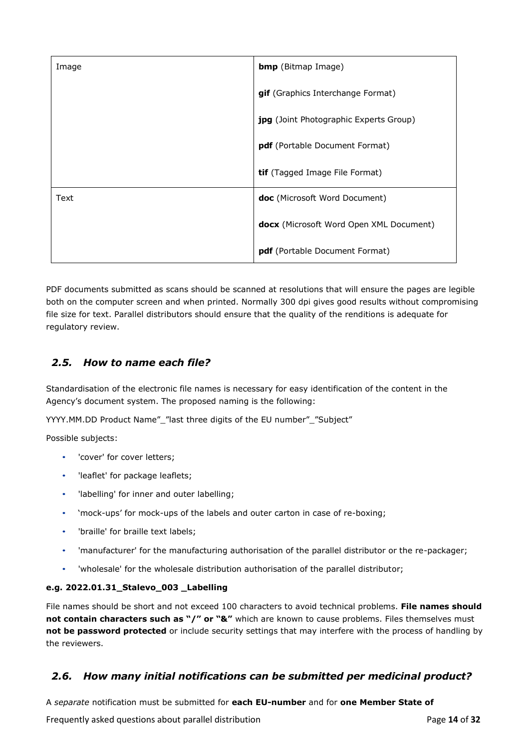| Image | **bmp** (Bitmap Image) |
| --- | --- |
| | **gif** (Graphics Interchange Format) |
| | **jpg** (Joint Photographic Experts Group) |
| | **pdf** (Portable Document Format) |
| | **tif** (Tagged Image File Format) |
| Text | **doc** (Microsoft Word Document) |
| | **docx** (Microsoft Word Open XML Document) |
| | **pdf** (Portable Document Format) |

PDF documents submitted as scans should be scanned at resolutions that will ensure the pages are legible both on the computer screen and when printed. Normally 300 dpi gives good results without compromising file size for text. Parallel distributors should ensure that the quality of the renditions is adequate for regulatory review.

## *2.5. How to name each file?*

Standardisation of the electronic file names is necessary for easy identification of the content in the Agency's document system. The proposed naming is the following:

YYYY.MM.DD Product Name"_"last three digits of the EU number"_"Subject"

Possible subjects:

- 'cover' for cover letters;
- 'leaflet' for package leaflets;
- 'labelling' for inner and outer labelling;
- 'mock-ups' for mock-ups of the labels and outer carton in case of re-boxing;
- 'braille' for braille text labels;
- 'manufacturer' for the manufacturing authorisation of the parallel distributor or the re-packager;
- 'wholesale' for the wholesale distribution authorisation of the parallel distributor;

**e.g. 2022.01.31_Stalevo_003 _Labelling**

File names should be short and not exceed 100 characters to avoid technical problems. **File names should not contain characters such as "/" or "&"** which are known to cause problems. Files themselves must **not be password protected** or include security settings that may interfere with the process of handling by the reviewers.

## *2.6. How many initial notifications can be submitted per medicinal product?*

A *separate* notification must be submitted for **each EU-number** and for **one Member State of**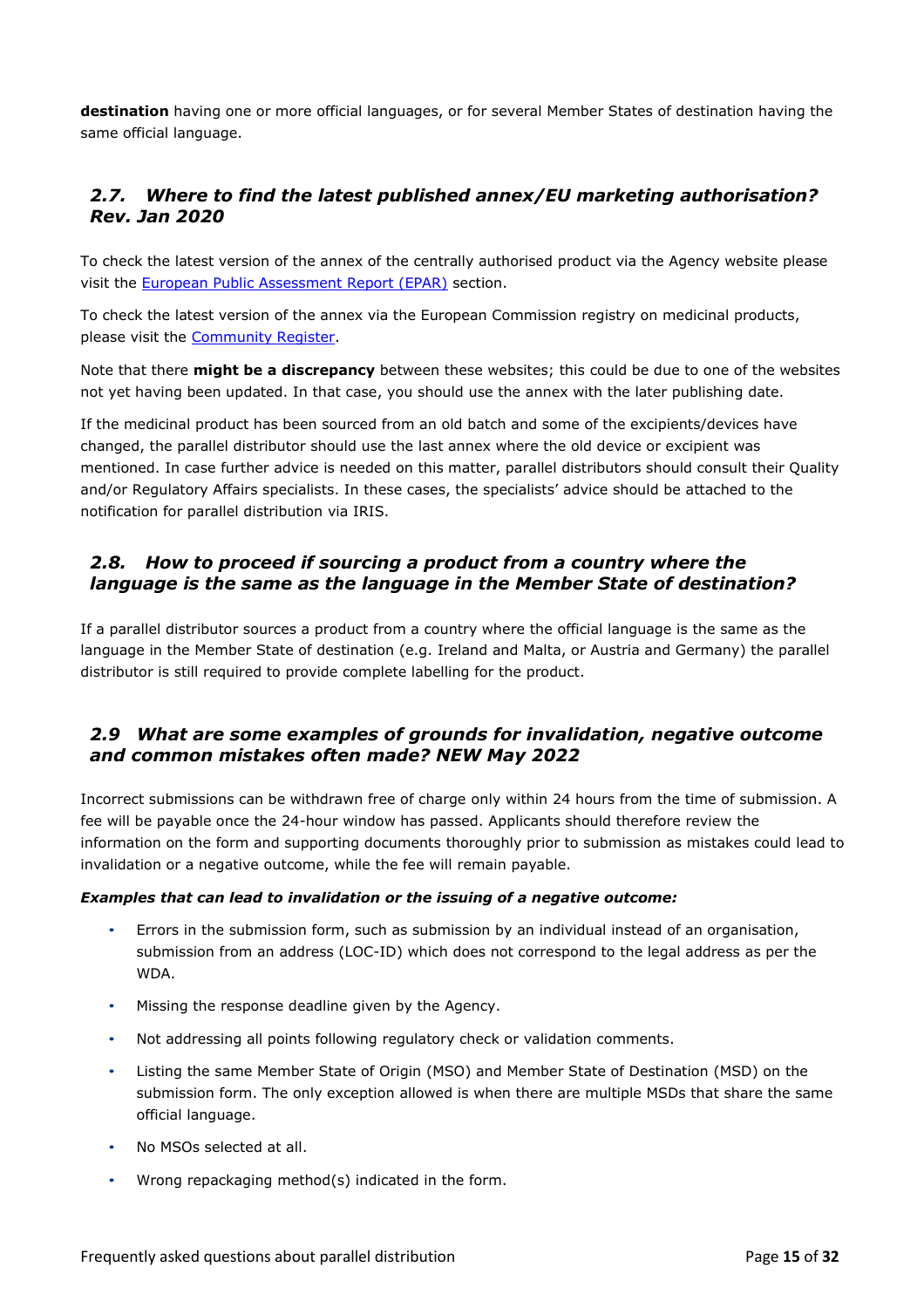**destination** having one or more official languages, or for several Member States of destination having the same official language.

## *2.7. Where to find the latest published annex/EU marketing authorisation? Rev. Jan 2020*

To check the latest version of the annex of the centrally authorised product via the Agency website please visit the European Public Assessment Report (EPAR) section.

To check the latest version of the annex via the European Commission registry on medicinal products, please visit the Community Register.

Note that there **might be a discrepancy** between these websites; this could be due to one of the websites not yet having been updated. In that case, you should use the annex with the later publishing date.

If the medicinal product has been sourced from an old batch and some of the excipients/devices have changed, the parallel distributor should use the last annex where the old device or excipient was mentioned. In case further advice is needed on this matter, parallel distributors should consult their Quality and/or Regulatory Affairs specialists. In these cases, the specialists' advice should be attached to the notification for parallel distribution via IRIS.

## *2.8. How to proceed if sourcing a product from a country where the language is the same as the language in the Member State of destination?*

If a parallel distributor sources a product from a country where the official language is the same as the language in the Member State of destination (e.g. Ireland and Malta, or Austria and Germany) the parallel distributor is still required to provide complete labelling for the product.

## *2.9 What are some examples of grounds for invalidation, negative outcome and common mistakes often made? NEW May 2022*

Incorrect submissions can be withdrawn free of charge only within 24 hours from the time of submission. A fee will be payable once the 24-hour window has passed. Applicants should therefore review the information on the form and supporting documents thoroughly prior to submission as mistakes could lead to invalidation or a negative outcome, while the fee will remain payable.

***Examples that can lead to invalidation or the issuing of a negative outcome:***

- Errors in the submission form, such as submission by an individual instead of an organisation, submission from an address (LOC-ID) which does not correspond to the legal address as per the WDA.
- Missing the response deadline given by the Agency.
- Not addressing all points following regulatory check or validation comments.
- Listing the same Member State of Origin (MSO) and Member State of Destination (MSD) on the submission form. The only exception allowed is when there are multiple MSDs that share the same official language.
- No MSOs selected at all.
- Wrong repackaging method(s) indicated in the form.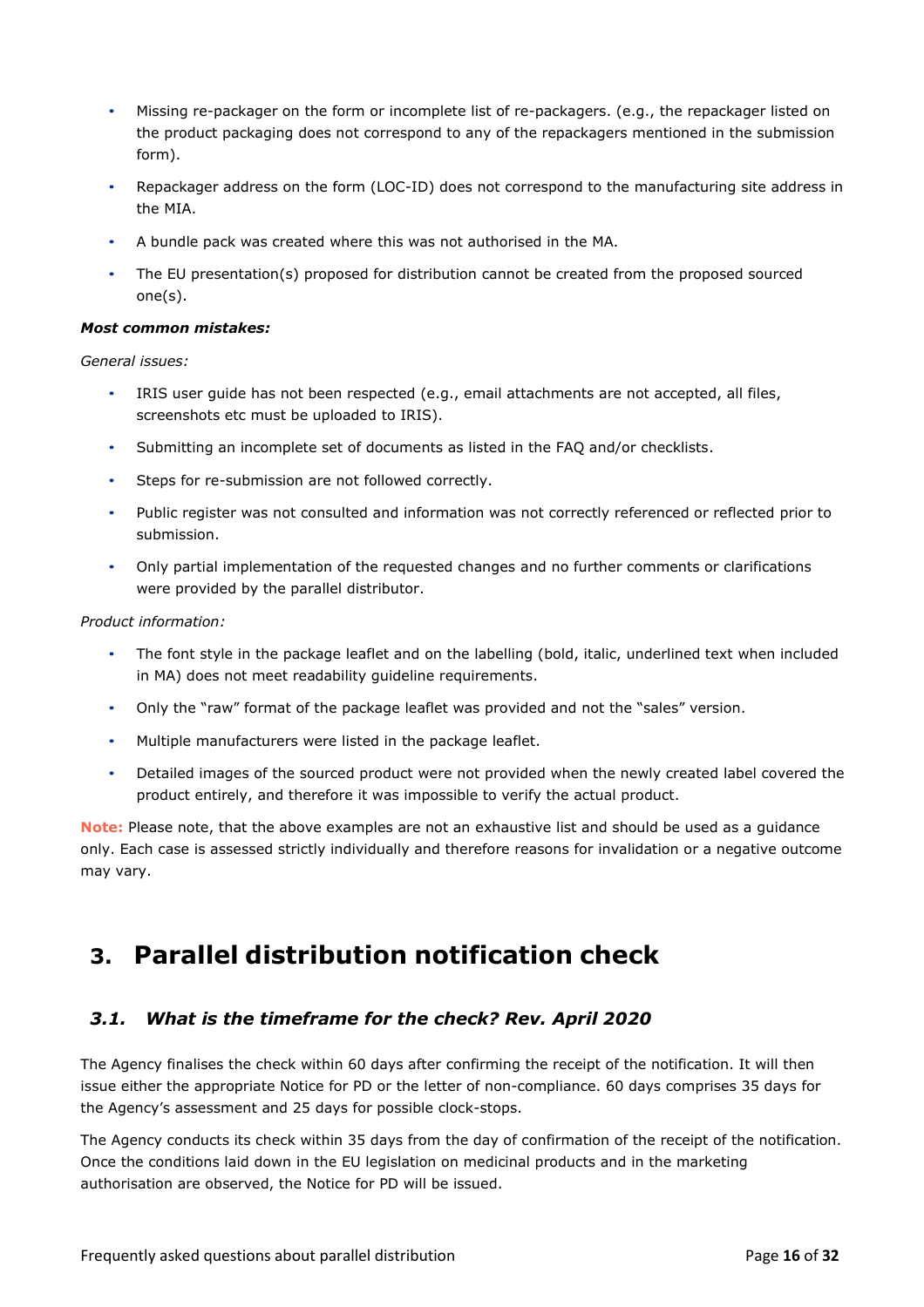- Missing re-packager on the form or incomplete list of re-packagers. (e.g., the repackager listed on the product packaging does not correspond to any of the repackagers mentioned in the submission form).
- Repackager address on the form (LOC-ID) does not correspond to the manufacturing site address in the MIA.
- A bundle pack was created where this was not authorised in the MA.
- The EU presentation(s) proposed for distribution cannot be created from the proposed sourced one(s).

***Most common mistakes:***

*General issues:*

- IRIS user guide has not been respected (e.g., email attachments are not accepted, all files, screenshots etc must be uploaded to IRIS).
- Submitting an incomplete set of documents as listed in the FAQ and/or checklists.
- Steps for re-submission are not followed correctly.
- Public register was not consulted and information was not correctly referenced or reflected prior to submission.
- Only partial implementation of the requested changes and no further comments or clarifications were provided by the parallel distributor.

*Product information:*

- The font style in the package leaflet and on the labelling (bold, italic, underlined text when included in MA) does not meet readability guideline requirements.
- Only the "raw" format of the package leaflet was provided and not the "sales" version.
- Multiple manufacturers were listed in the package leaflet.
- Detailed images of the sourced product were not provided when the newly created label covered the product entirely, and therefore it was impossible to verify the actual product.

**Note:** Please note, that the above examples are not an exhaustive list and should be used as a guidance only. Each case is assessed strictly individually and therefore reasons for invalidation or a negative outcome may vary.

# 3. Parallel distribution notification check

## *3.1. What is the timeframe for the check? Rev. April 2020*

The Agency finalises the check within 60 days after confirming the receipt of the notification. It will then issue either the appropriate Notice for PD or the letter of non-compliance. 60 days comprises 35 days for the Agency's assessment and 25 days for possible clock-stops.

The Agency conducts its check within 35 days from the day of confirmation of the receipt of the notification. Once the conditions laid down in the EU legislation on medicinal products and in the marketing authorisation are observed, the Notice for PD will be issued.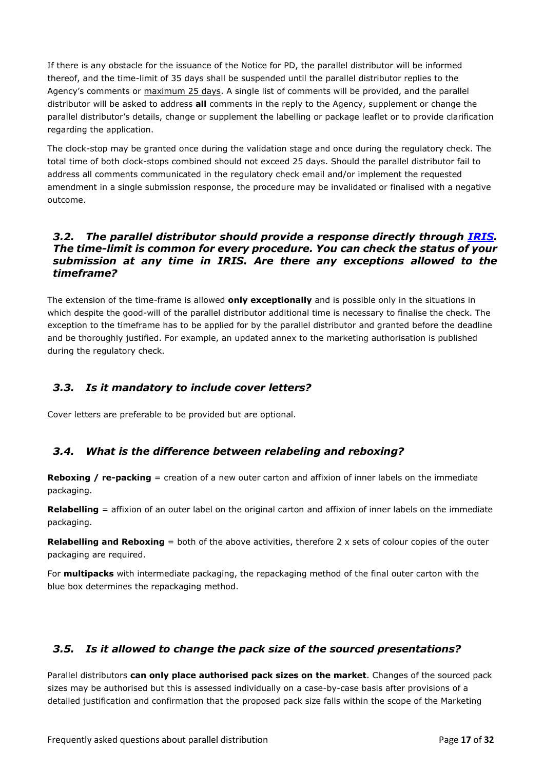If there is any obstacle for the issuance of the Notice for PD, the parallel distributor will be informed thereof, and the time-limit of 35 days shall be suspended until the parallel distributor replies to the Agency's comments or maximum 25 days. A single list of comments will be provided, and the parallel distributor will be asked to address **all** comments in the reply to the Agency, supplement or change the parallel distributor's details, change or supplement the labelling or package leaflet or to provide clarification regarding the application.

The clock-stop may be granted once during the validation stage and once during the regulatory check. The total time of both clock-stops combined should not exceed 25 days. Should the parallel distributor fail to address all comments communicated in the regulatory check email and/or implement the requested amendment in a single submission response, the procedure may be invalidated or finalised with a negative outcome.

### *3.2. The parallel distributor should provide a response directly through IRIS. The time-limit is common for every procedure. You can check the status of your submission at any time in IRIS. Are there any exceptions allowed to the timeframe?*

The extension of the time-frame is allowed **only exceptionally** and is possible only in the situations in which despite the good-will of the parallel distributor additional time is necessary to finalise the check. The exception to the timeframe has to be applied for by the parallel distributor and granted before the deadline and be thoroughly justified. For example, an updated annex to the marketing authorisation is published during the regulatory check.

### *3.3. Is it mandatory to include cover letters?*

Cover letters are preferable to be provided but are optional.

### *3.4. What is the difference between relabeling and reboxing?*

**Reboxing / re-packing** = creation of a new outer carton and affixion of inner labels on the immediate packaging.

**Relabelling** = affixion of an outer label on the original carton and affixion of inner labels on the immediate packaging.

**Relabelling and Reboxing** = both of the above activities, therefore 2 x sets of colour copies of the outer packaging are required.

For **multipacks** with intermediate packaging, the repackaging method of the final outer carton with the blue box determines the repackaging method.

### *3.5. Is it allowed to change the pack size of the sourced presentations?*

Parallel distributors **can only place authorised pack sizes on the market**. Changes of the sourced pack sizes may be authorised but this is assessed individually on a case-by-case basis after provisions of a detailed justification and confirmation that the proposed pack size falls within the scope of the Marketing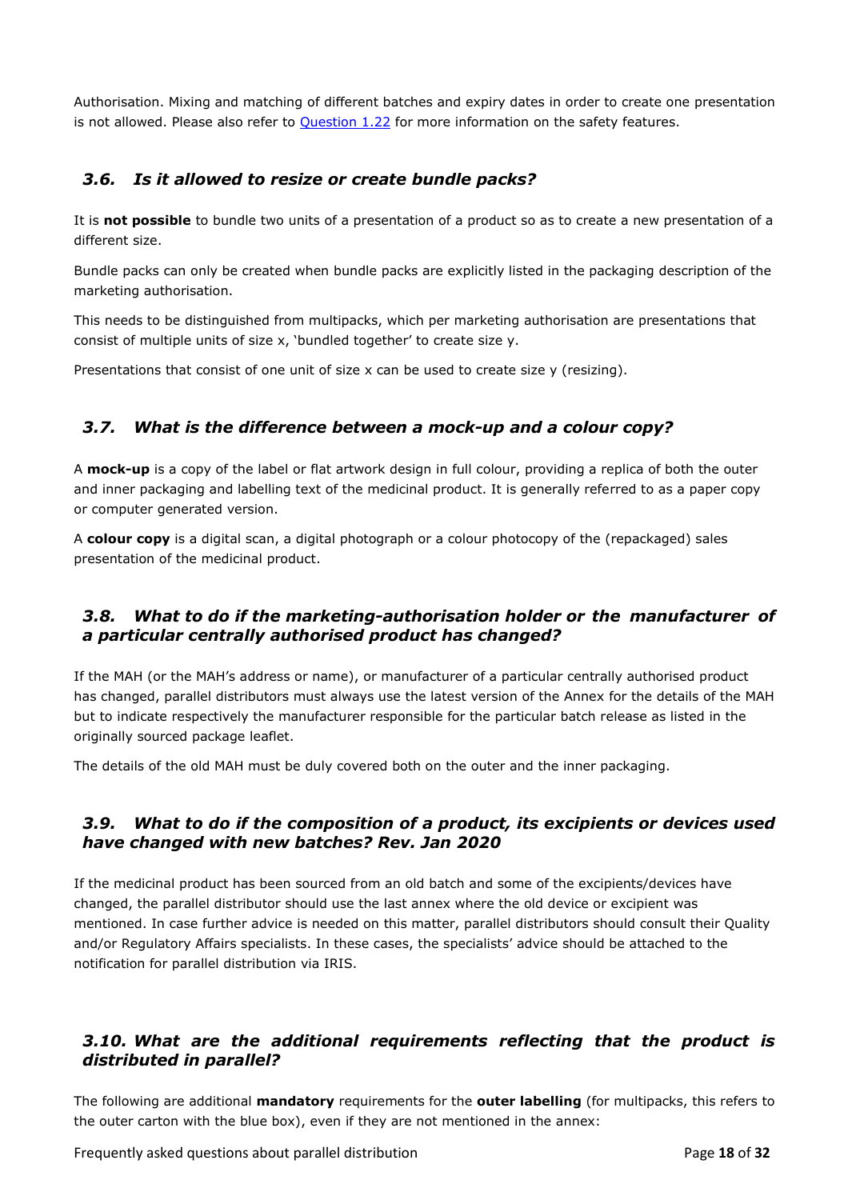Authorisation. Mixing and matching of different batches and expiry dates in order to create one presentation is not allowed. Please also refer to [Question 1.22](#) for more information on the safety features.

### *3.6. Is it allowed to resize or create bundle packs?*

It is **not possible** to bundle two units of a presentation of a product so as to create a new presentation of a different size.

Bundle packs can only be created when bundle packs are explicitly listed in the packaging description of the marketing authorisation.

This needs to be distinguished from multipacks, which per marketing authorisation are presentations that consist of multiple units of size x, 'bundled together' to create size y.

Presentations that consist of one unit of size x can be used to create size y (resizing).

### *3.7. What is the difference between a mock-up and a colour copy?*

A **mock-up** is a copy of the label or flat artwork design in full colour, providing a replica of both the outer and inner packaging and labelling text of the medicinal product. It is generally referred to as a paper copy or computer generated version.

A **colour copy** is a digital scan, a digital photograph or a colour photocopy of the (repackaged) sales presentation of the medicinal product.

### *3.8. What to do if the marketing-authorisation holder or the manufacturer of a particular centrally authorised product has changed?*

If the MAH (or the MAH's address or name), or manufacturer of a particular centrally authorised product has changed, parallel distributors must always use the latest version of the Annex for the details of the MAH but to indicate respectively the manufacturer responsible for the particular batch release as listed in the originally sourced package leaflet.

The details of the old MAH must be duly covered both on the outer and the inner packaging.

### *3.9. What to do if the composition of a product, its excipients or devices used have changed with new batches? Rev. Jan 2020*

If the medicinal product has been sourced from an old batch and some of the excipients/devices have changed, the parallel distributor should use the last annex where the old device or excipient was mentioned. In case further advice is needed on this matter, parallel distributors should consult their Quality and/or Regulatory Affairs specialists. In these cases, the specialists' advice should be attached to the notification for parallel distribution via IRIS.

### *3.10. What are the additional requirements reflecting that the product is distributed in parallel?*

The following are additional **mandatory** requirements for the **outer labelling** (for multipacks, this refers to the outer carton with the blue box), even if they are not mentioned in the annex: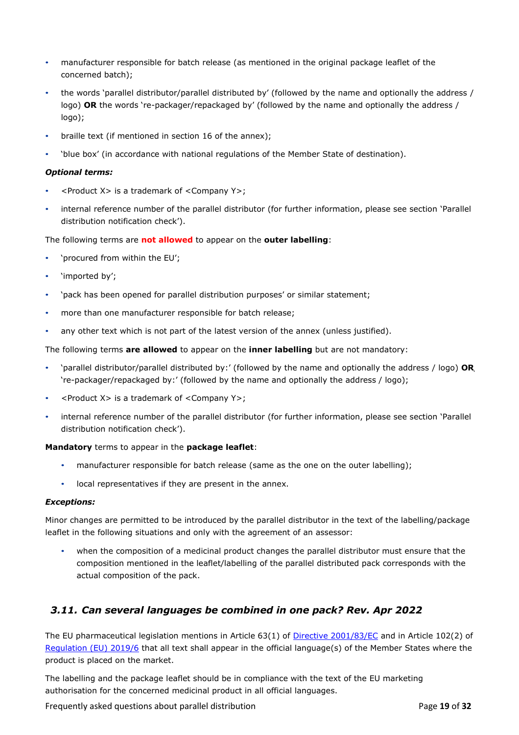- manufacturer responsible for batch release (as mentioned in the original package leaflet of the concerned batch);
- the words 'parallel distributor/parallel distributed by' (followed by the name and optionally the address / logo) **OR** the words 're-packager/repackaged by' (followed by the name and optionally the address / logo);
- braille text (if mentioned in section 16 of the annex);
- 'blue box' (in accordance with national regulations of the Member State of destination).

***Optional terms:***

- <Product X> is a trademark of <Company Y>;
- internal reference number of the parallel distributor (for further information, please see section 'Parallel distribution notification check').

The following terms are **not allowed** to appear on the **outer labelling**:

- 'procured from within the EU';
- 'imported by';
- 'pack has been opened for parallel distribution purposes' or similar statement;
- more than one manufacturer responsible for batch release;
- any other text which is not part of the latest version of the annex (unless justified).

The following terms **are allowed** to appear on the **inner labelling** but are not mandatory:

- 'parallel distributor/parallel distributed by:' (followed by the name and optionally the address / logo) **OR** 're-packager/repackaged by:' (followed by the name and optionally the address / logo);
- <Product X> is a trademark of <Company Y>;
- internal reference number of the parallel distributor (for further information, please see section 'Parallel distribution notification check').

**Mandatory** terms to appear in the **package leaflet**:

- manufacturer responsible for batch release (same as the one on the outer labelling);
- local representatives if they are present in the annex.

***Exceptions:***

Minor changes are permitted to be introduced by the parallel distributor in the text of the labelling/package leaflet in the following situations and only with the agreement of an assessor:

- when the composition of a medicinal product changes the parallel distributor must ensure that the composition mentioned in the leaflet/labelling of the parallel distributed pack corresponds with the actual composition of the pack.

## *3.11. Can several languages be combined in one pack? Rev. Apr 2022*

The EU pharmaceutical legislation mentions in Article 63(1) of Directive 2001/83/EC and in Article 102(2) of Regulation (EU) 2019/6 that all text shall appear in the official language(s) of the Member States where the product is placed on the market.

The labelling and the package leaflet should be in compliance with the text of the EU marketing authorisation for the concerned medicinal product in all official languages.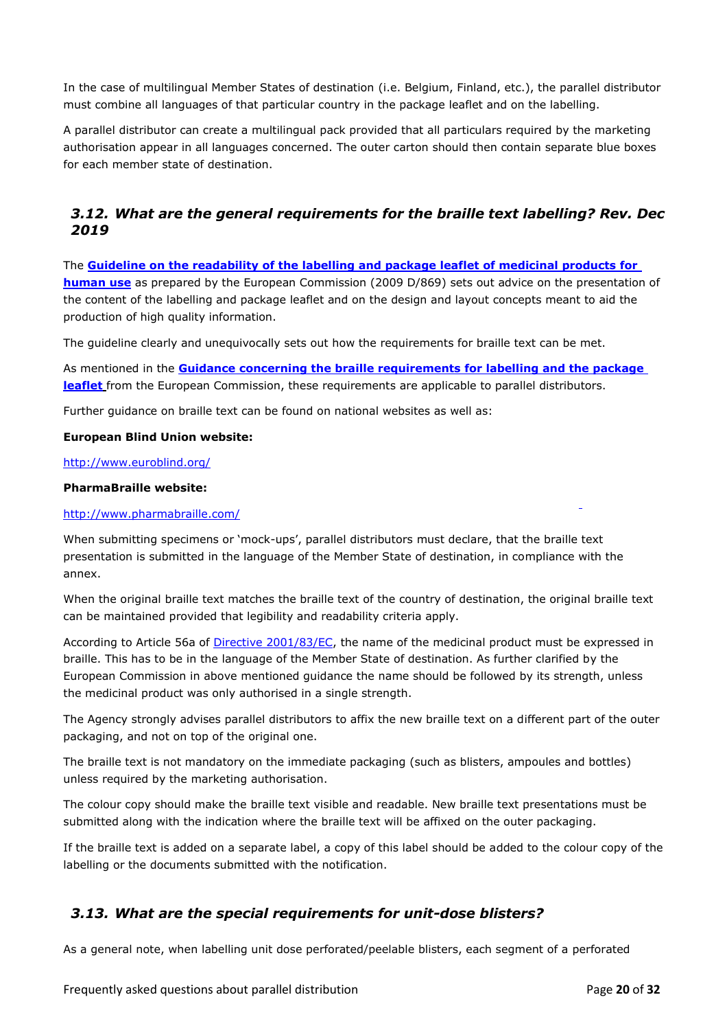In the case of multilingual Member States of destination (i.e. Belgium, Finland, etc.), the parallel distributor must combine all languages of that particular country in the package leaflet and on the labelling.

A parallel distributor can create a multilingual pack provided that all particulars required by the marketing authorisation appear in all languages concerned. The outer carton should then contain separate blue boxes for each member state of destination.

## *3.12. What are the general requirements for the braille text labelling? Rev. Dec 2019*

The **Guideline on the readability of the labelling and package leaflet of medicinal products for human use** as prepared by the European Commission (2009 D/869) sets out advice on the presentation of the content of the labelling and package leaflet and on the design and layout concepts meant to aid the production of high quality information.

The guideline clearly and unequivocally sets out how the requirements for braille text can be met.

As mentioned in the **Guidance concerning the braille requirements for labelling and the package leaflet** from the European Commission, these requirements are applicable to parallel distributors.

Further guidance on braille text can be found on national websites as well as:

**European Blind Union website:**

http://www.euroblind.org/

**PharmaBraille website:**

http://www.pharmabraille.com/

When submitting specimens or 'mock-ups', parallel distributors must declare, that the braille text presentation is submitted in the language of the Member State of destination, in compliance with the annex.

When the original braille text matches the braille text of the country of destination, the original braille text can be maintained provided that legibility and readability criteria apply.

According to Article 56a of Directive 2001/83/EC, the name of the medicinal product must be expressed in braille. This has to be in the language of the Member State of destination. As further clarified by the European Commission in above mentioned guidance the name should be followed by its strength, unless the medicinal product was only authorised in a single strength.

The Agency strongly advises parallel distributors to affix the new braille text on a different part of the outer packaging, and not on top of the original one.

The braille text is not mandatory on the immediate packaging (such as blisters, ampoules and bottles) unless required by the marketing authorisation.

The colour copy should make the braille text visible and readable. New braille text presentations must be submitted along with the indication where the braille text will be affixed on the outer packaging.

If the braille text is added on a separate label, a copy of this label should be added to the colour copy of the labelling or the documents submitted with the notification.

## *3.13. What are the special requirements for unit-dose blisters?*

As a general note, when labelling unit dose perforated/peelable blisters, each segment of a perforated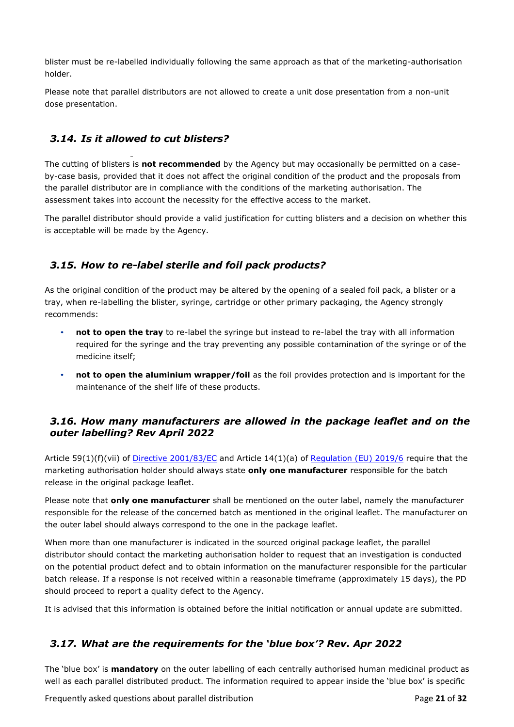blister must be re-labelled individually following the same approach as that of the marketing-authorisation holder.

Please note that parallel distributors are not allowed to create a unit dose presentation from a non-unit dose presentation.

### *3.14. Is it allowed to cut blisters?*

The cutting of blisters is **not recommended** by the Agency but may occasionally be permitted on a case-by-case basis, provided that it does not affect the original condition of the product and the proposals from the parallel distributor are in compliance with the conditions of the marketing authorisation. The assessment takes into account the necessity for the effective access to the market.

The parallel distributor should provide a valid justification for cutting blisters and a decision on whether this is acceptable will be made by the Agency.

### *3.15. How to re-label sterile and foil pack products?*

As the original condition of the product may be altered by the opening of a sealed foil pack, a blister or a tray, when re-labelling the blister, syringe, cartridge or other primary packaging, the Agency strongly recommends:

- **not to open the tray** to re-label the syringe but instead to re-label the tray with all information required for the syringe and the tray preventing any possible contamination of the syringe or of the medicine itself;
- **not to open the aluminium wrapper/foil** as the foil provides protection and is important for the maintenance of the shelf life of these products.

### *3.16. How many manufacturers are allowed in the package leaflet and on the outer labelling? Rev April 2022*

Article 59(1)(f)(vii) of [Directive 2001/83/EC] and Article 14(1)(a) of [Regulation (EU) 2019/6] require that the marketing authorisation holder should always state **only one manufacturer** responsible for the batch release in the original package leaflet.

Please note that **only one manufacturer** shall be mentioned on the outer label, namely the manufacturer responsible for the release of the concerned batch as mentioned in the original leaflet. The manufacturer on the outer label should always correspond to the one in the package leaflet.

When more than one manufacturer is indicated in the sourced original package leaflet, the parallel distributor should contact the marketing authorisation holder to request that an investigation is conducted on the potential product defect and to obtain information on the manufacturer responsible for the particular batch release. If a response is not received within a reasonable timeframe (approximately 15 days), the PD should proceed to report a quality defect to the Agency.

It is advised that this information is obtained before the initial notification or annual update are submitted.

### *3.17. What are the requirements for the 'blue box'? Rev. Apr 2022*

The 'blue box' is **mandatory** on the outer labelling of each centrally authorised human medicinal product as well as each parallel distributed product. The information required to appear inside the 'blue box' is specific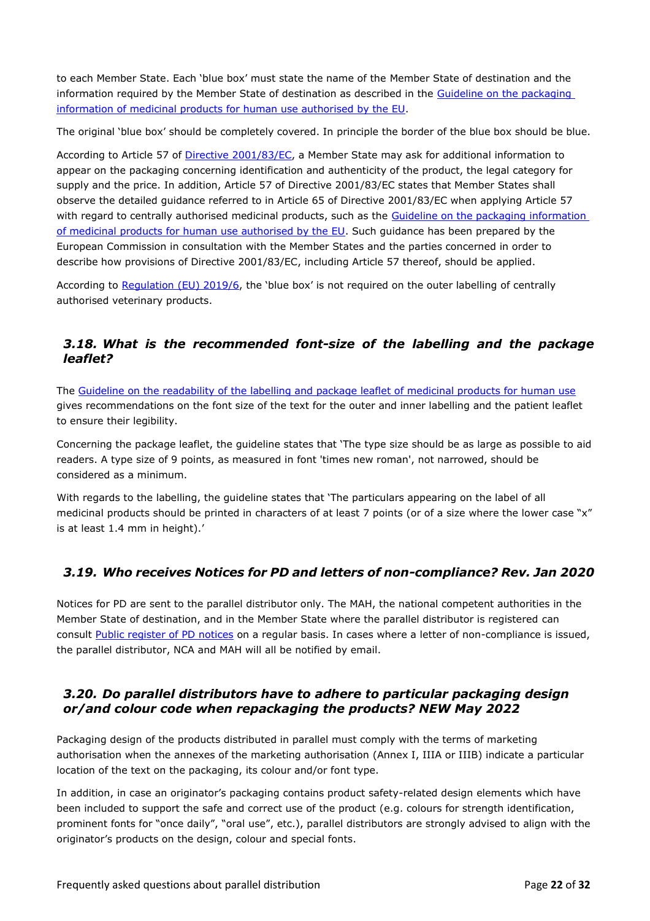to each Member State. Each 'blue box' must state the name of the Member State of destination and the information required by the Member State of destination as described in the [Guideline on the packaging information of medicinal products for human use authorised by the EU](#).

The original 'blue box' should be completely covered. In principle the border of the blue box should be blue.

According to Article 57 of [Directive 2001/83/EC](#), a Member State may ask for additional information to appear on the packaging concerning identification and authenticity of the product, the legal category for supply and the price. In addition, Article 57 of Directive 2001/83/EC states that Member States shall observe the detailed guidance referred to in Article 65 of Directive 2001/83/EC when applying Article 57 with regard to centrally authorised medicinal products, such as the [Guideline on the packaging information of medicinal products for human use authorised by the EU](#). Such guidance has been prepared by the European Commission in consultation with the Member States and the parties concerned in order to describe how provisions of Directive 2001/83/EC, including Article 57 thereof, should be applied.

According to [Regulation (EU) 2019/6](#), the 'blue box' is not required on the outer labelling of centrally authorised veterinary products.

### *3.18. What is the recommended font-size of the labelling and the package leaflet?*

The [Guideline on the readability of the labelling and package leaflet of medicinal products for human use](#) gives recommendations on the font size of the text for the outer and inner labelling and the patient leaflet to ensure their legibility.

Concerning the package leaflet, the guideline states that 'The type size should be as large as possible to aid readers. A type size of 9 points, as measured in font 'times new roman', not narrowed, should be considered as a minimum.

With regards to the labelling, the guideline states that 'The particulars appearing on the label of all medicinal products should be printed in characters of at least 7 points (or of a size where the lower case "x" is at least 1.4 mm in height).'

### *3.19. Who receives Notices for PD and letters of non-compliance? Rev. Jan 2020*

Notices for PD are sent to the parallel distributor only. The MAH, the national competent authorities in the Member State of destination, and in the Member State where the parallel distributor is registered can consult [Public register of PD notices](#) on a regular basis. In cases where a letter of non-compliance is issued, the parallel distributor, NCA and MAH will all be notified by email.

### *3.20. Do parallel distributors have to adhere to particular packaging design or/and colour code when repackaging the products? NEW May 2022*

Packaging design of the products distributed in parallel must comply with the terms of marketing authorisation when the annexes of the marketing authorisation (Annex I, IIIA or IIIB) indicate a particular location of the text on the packaging, its colour and/or font type.

In addition, in case an originator's packaging contains product safety-related design elements which have been included to support the safe and correct use of the product (e.g. colours for strength identification, prominent fonts for "once daily", "oral use", etc.), parallel distributors are strongly advised to align with the originator's products on the design, colour and special fonts.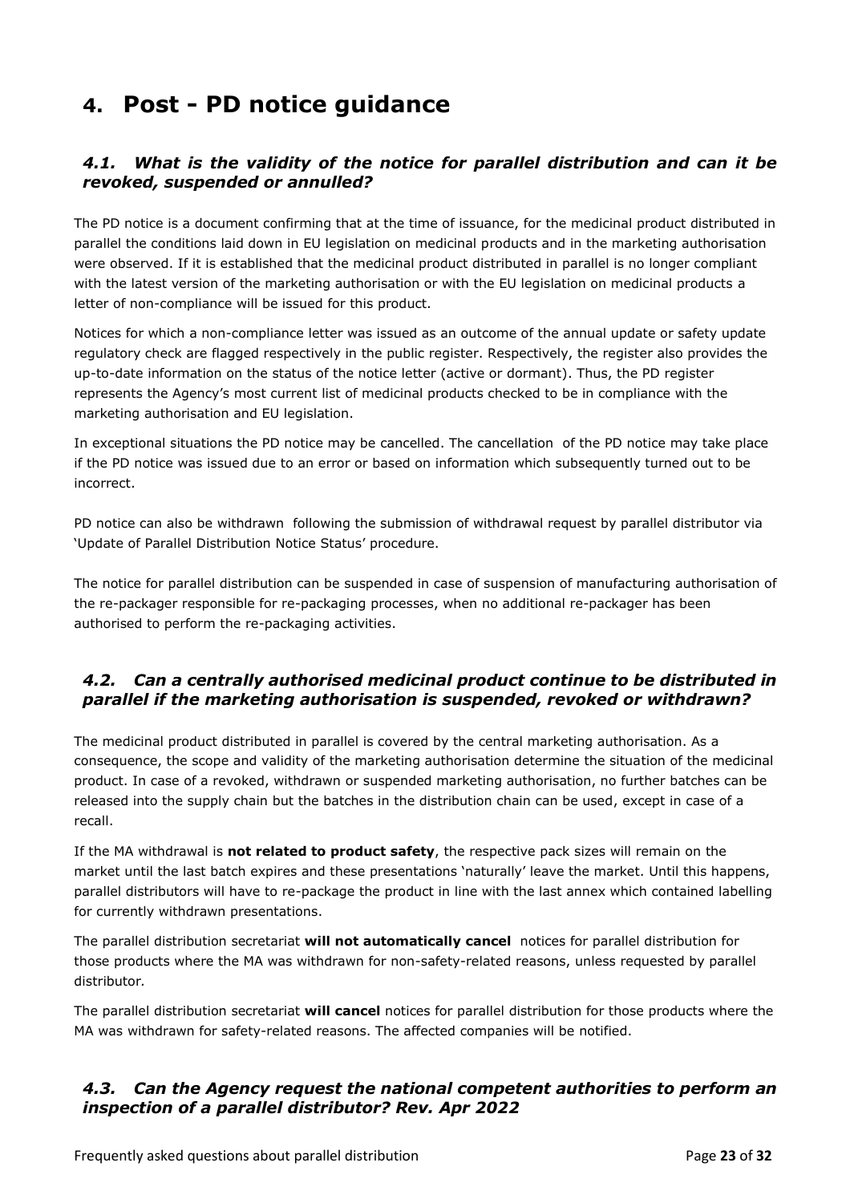# 4. Post - PD notice guidance

## *4.1. What is the validity of the notice for parallel distribution and can it be revoked, suspended or annulled?*

The PD notice is a document confirming that at the time of issuance, for the medicinal product distributed in parallel the conditions laid down in EU legislation on medicinal products and in the marketing authorisation were observed. If it is established that the medicinal product distributed in parallel is no longer compliant with the latest version of the marketing authorisation or with the EU legislation on medicinal products a letter of non-compliance will be issued for this product.

Notices for which a non-compliance letter was issued as an outcome of the annual update or safety update regulatory check are flagged respectively in the public register. Respectively, the register also provides the up-to-date information on the status of the notice letter (active or dormant). Thus, the PD register represents the Agency's most current list of medicinal products checked to be in compliance with the marketing authorisation and EU legislation.

In exceptional situations the PD notice may be cancelled. The cancellation of the PD notice may take place if the PD notice was issued due to an error or based on information which subsequently turned out to be incorrect.

PD notice can also be withdrawn following the submission of withdrawal request by parallel distributor via 'Update of Parallel Distribution Notice Status' procedure.

The notice for parallel distribution can be suspended in case of suspension of manufacturing authorisation of the re-packager responsible for re-packaging processes, when no additional re-packager has been authorised to perform the re-packaging activities.

## *4.2. Can a centrally authorised medicinal product continue to be distributed in parallel if the marketing authorisation is suspended, revoked or withdrawn?*

The medicinal product distributed in parallel is covered by the central marketing authorisation. As a consequence, the scope and validity of the marketing authorisation determine the situation of the medicinal product. In case of a revoked, withdrawn or suspended marketing authorisation, no further batches can be released into the supply chain but the batches in the distribution chain can be used, except in case of a recall.

If the MA withdrawal is **not related to product safety**, the respective pack sizes will remain on the market until the last batch expires and these presentations 'naturally' leave the market. Until this happens, parallel distributors will have to re-package the product in line with the last annex which contained labelling for currently withdrawn presentations.

The parallel distribution secretariat **will not automatically cancel** notices for parallel distribution for those products where the MA was withdrawn for non-safety-related reasons, unless requested by parallel distributor.

The parallel distribution secretariat **will cancel** notices for parallel distribution for those products where the MA was withdrawn for safety-related reasons. The affected companies will be notified.

## *4.3. Can the Agency request the national competent authorities to perform an inspection of a parallel distributor? Rev. Apr 2022*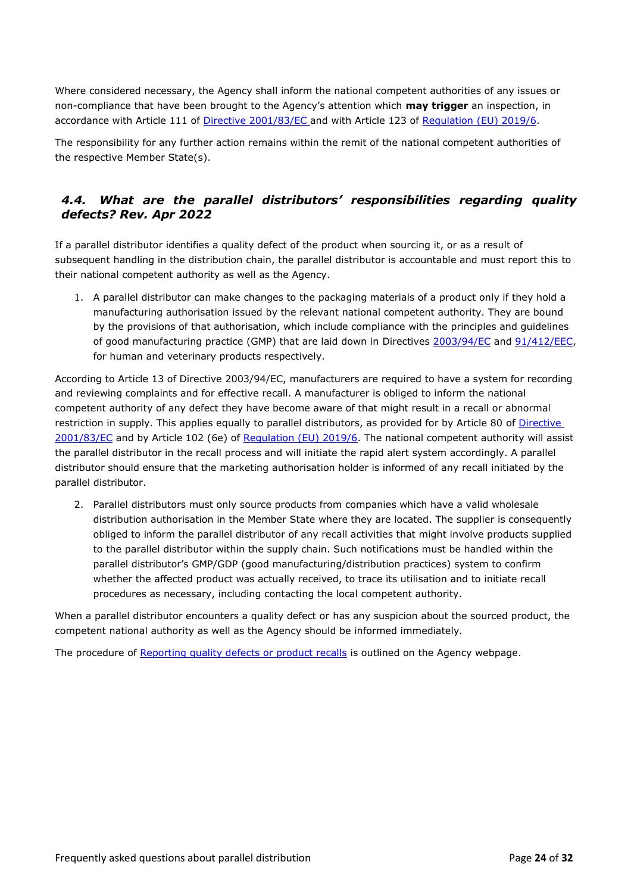Where considered necessary, the Agency shall inform the national competent authorities of any issues or non-compliance that have been brought to the Agency's attention which **may trigger** an inspection, in accordance with Article 111 of [Directive 2001/83/EC](#) and with Article 123 of [Regulation (EU) 2019/6](#).

The responsibility for any further action remains within the remit of the national competent authorities of the respective Member State(s).

### *4.4. What are the parallel distributors' responsibilities regarding quality defects? Rev. Apr 2022*

If a parallel distributor identifies a quality defect of the product when sourcing it, or as a result of subsequent handling in the distribution chain, the parallel distributor is accountable and must report this to their national competent authority as well as the Agency.

1. A parallel distributor can make changes to the packaging materials of a product only if they hold a manufacturing authorisation issued by the relevant national competent authority. They are bound by the provisions of that authorisation, which include compliance with the principles and guidelines of good manufacturing practice (GMP) that are laid down in Directives [2003/94/EC](#) and [91/412/EEC](#), for human and veterinary products respectively.

According to Article 13 of Directive 2003/94/EC, manufacturers are required to have a system for recording and reviewing complaints and for effective recall. A manufacturer is obliged to inform the national competent authority of any defect they have become aware of that might result in a recall or abnormal restriction in supply. This applies equally to parallel distributors, as provided for by Article 80 of [Directive 2001/83/EC](#) and by Article 102 (6e) of [Regulation (EU) 2019/6](#). The national competent authority will assist the parallel distributor in the recall process and will initiate the rapid alert system accordingly. A parallel distributor should ensure that the marketing authorisation holder is informed of any recall initiated by the parallel distributor.

2. Parallel distributors must only source products from companies which have a valid wholesale distribution authorisation in the Member State where they are located. The supplier is consequently obliged to inform the parallel distributor of any recall activities that might involve products supplied to the parallel distributor within the supply chain. Such notifications must be handled within the parallel distributor's GMP/GDP (good manufacturing/distribution practices) system to confirm whether the affected product was actually received, to trace its utilisation and to initiate recall procedures as necessary, including contacting the local competent authority.

When a parallel distributor encounters a quality defect or has any suspicion about the sourced product, the competent national authority as well as the Agency should be informed immediately.

The procedure of [Reporting quality defects or product recalls](#) is outlined on the Agency webpage.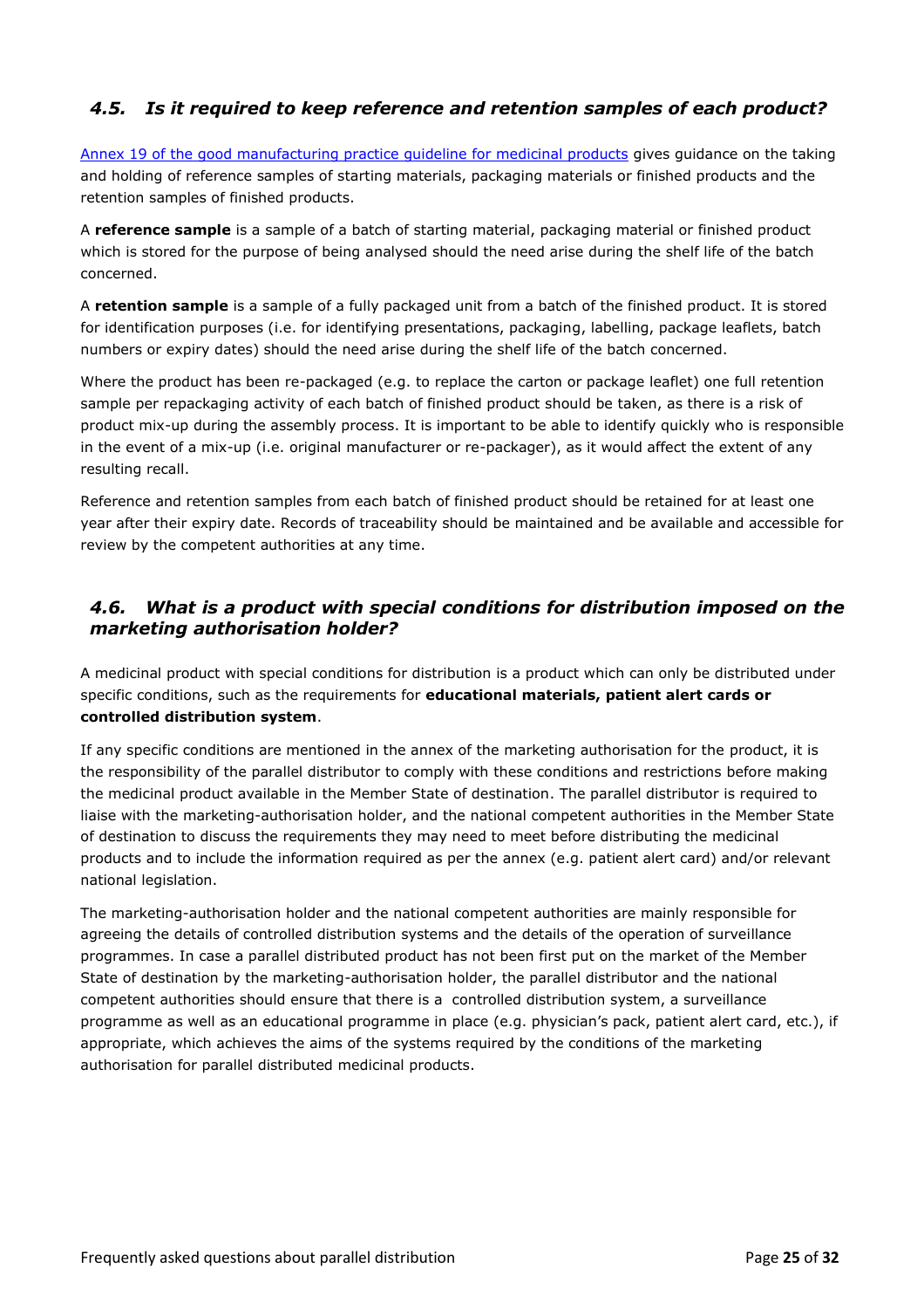## *4.5. Is it required to keep reference and retention samples of each product?*

[Annex 19 of the good manufacturing practice guideline for medicinal products] gives guidance on the taking and holding of reference samples of starting materials, packaging materials or finished products and the retention samples of finished products.

A **reference sample** is a sample of a batch of starting material, packaging material or finished product which is stored for the purpose of being analysed should the need arise during the shelf life of the batch concerned.

A **retention sample** is a sample of a fully packaged unit from a batch of the finished product. It is stored for identification purposes (i.e. for identifying presentations, packaging, labelling, package leaflets, batch numbers or expiry dates) should the need arise during the shelf life of the batch concerned.

Where the product has been re-packaged (e.g. to replace the carton or package leaflet) one full retention sample per repackaging activity of each batch of finished product should be taken, as there is a risk of product mix-up during the assembly process. It is important to be able to identify quickly who is responsible in the event of a mix-up (i.e. original manufacturer or re-packager), as it would affect the extent of any resulting recall.

Reference and retention samples from each batch of finished product should be retained for at least one year after their expiry date. Records of traceability should be maintained and be available and accessible for review by the competent authorities at any time.

## *4.6. What is a product with special conditions for distribution imposed on the marketing authorisation holder?*

A medicinal product with special conditions for distribution is a product which can only be distributed under specific conditions, such as the requirements for **educational materials, patient alert cards or controlled distribution system**.

If any specific conditions are mentioned in the annex of the marketing authorisation for the product, it is the responsibility of the parallel distributor to comply with these conditions and restrictions before making the medicinal product available in the Member State of destination. The parallel distributor is required to liaise with the marketing-authorisation holder, and the national competent authorities in the Member State of destination to discuss the requirements they may need to meet before distributing the medicinal products and to include the information required as per the annex (e.g. patient alert card) and/or relevant national legislation.

The marketing-authorisation holder and the national competent authorities are mainly responsible for agreeing the details of controlled distribution systems and the details of the operation of surveillance programmes. In case a parallel distributed product has not been first put on the market of the Member State of destination by the marketing-authorisation holder, the parallel distributor and the national competent authorities should ensure that there is a controlled distribution system, a surveillance programme as well as an educational programme in place (e.g. physician's pack, patient alert card, etc.), if appropriate, which achieves the aims of the systems required by the conditions of the marketing authorisation for parallel distributed medicinal products.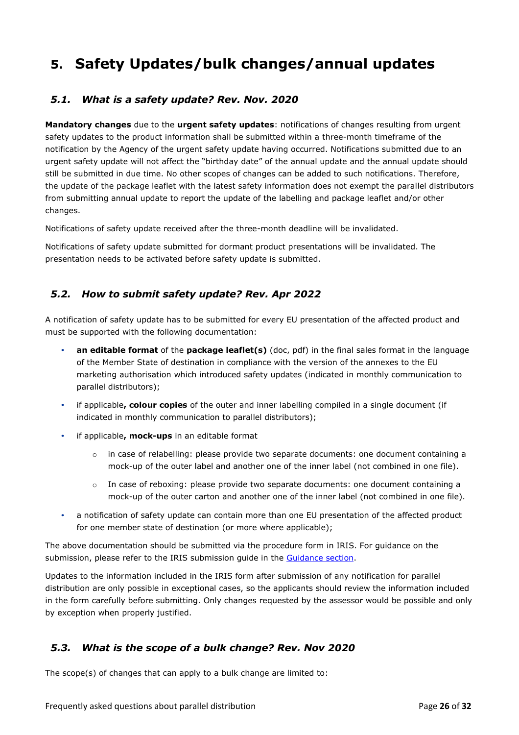# 5. Safety Updates/bulk changes/annual updates

## *5.1. What is a safety update? Rev. Nov. 2020*

**Mandatory changes** due to the **urgent safety updates**: notifications of changes resulting from urgent safety updates to the product information shall be submitted within a three-month timeframe of the notification by the Agency of the urgent safety update having occurred. Notifications submitted due to an urgent safety update will not affect the "birthday date" of the annual update and the annual update should still be submitted in due time. No other scopes of changes can be added to such notifications. Therefore, the update of the package leaflet with the latest safety information does not exempt the parallel distributors from submitting annual update to report the update of the labelling and package leaflet and/or other changes.

Notifications of safety update received after the three-month deadline will be invalidated.

Notifications of safety update submitted for dormant product presentations will be invalidated. The presentation needs to be activated before safety update is submitted.

## *5.2. How to submit safety update? Rev. Apr 2022*

A notification of safety update has to be submitted for every EU presentation of the affected product and must be supported with the following documentation:

- **an editable format** of the **package leaflet(s)** (doc, pdf) in the final sales format in the language of the Member State of destination in compliance with the version of the annexes to the EU marketing authorisation which introduced safety updates (indicated in monthly communication to parallel distributors);
- if applicable**, colour copies** of the outer and inner labelling compiled in a single document (if indicated in monthly communication to parallel distributors);
- if applicable**, mock-ups** in an editable format
  - in case of relabelling: please provide two separate documents: one document containing a mock-up of the outer label and another one of the inner label (not combined in one file).
  - In case of reboxing: please provide two separate documents: one document containing a mock-up of the outer carton and another one of the inner label (not combined in one file).
- a notification of safety update can contain more than one EU presentation of the affected product for one member state of destination (or more where applicable);

The above documentation should be submitted via the procedure form in IRIS. For guidance on the submission, please refer to the IRIS submission guide in the Guidance section.

Updates to the information included in the IRIS form after submission of any notification for parallel distribution are only possible in exceptional cases, so the applicants should review the information included in the form carefully before submitting. Only changes requested by the assessor would be possible and only by exception when properly justified.

## *5.3. What is the scope of a bulk change? Rev. Nov 2020*

The scope(s) of changes that can apply to a bulk change are limited to: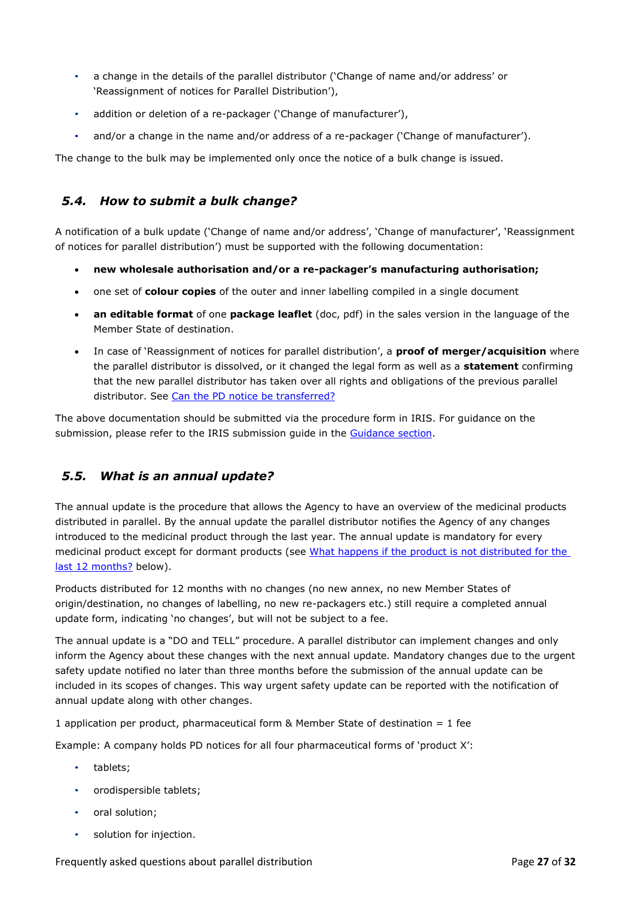- a change in the details of the parallel distributor ('Change of name and/or address' or 'Reassignment of notices for Parallel Distribution'),
- addition or deletion of a re-packager ('Change of manufacturer'),
- and/or a change in the name and/or address of a re-packager ('Change of manufacturer').

The change to the bulk may be implemented only once the notice of a bulk change is issued.

## *5.4. How to submit a bulk change?*

A notification of a bulk update ('Change of name and/or address', 'Change of manufacturer', 'Reassignment of notices for parallel distribution') must be supported with the following documentation:

- **new wholesale authorisation and/or a re-packager's manufacturing authorisation;**
- one set of **colour copies** of the outer and inner labelling compiled in a single document
- **an editable format** of one **package leaflet** (doc, pdf) in the sales version in the language of the Member State of destination.
- In case of 'Reassignment of notices for parallel distribution', a **proof of merger/acquisition** where the parallel distributor is dissolved, or it changed the legal form as well as a **statement** confirming that the new parallel distributor has taken over all rights and obligations of the previous parallel distributor. See [Can the PD notice be transferred?]

The above documentation should be submitted via the procedure form in IRIS. For guidance on the submission, please refer to the IRIS submission guide in the [Guidance section].

## *5.5. What is an annual update?*

The annual update is the procedure that allows the Agency to have an overview of the medicinal products distributed in parallel. By the annual update the parallel distributor notifies the Agency of any changes introduced to the medicinal product through the last year. The annual update is mandatory for every medicinal product except for dormant products (see [What happens if the product is not distributed for the last 12 months?] below).

Products distributed for 12 months with no changes (no new annex, no new Member States of origin/destination, no changes of labelling, no new re-packagers etc.) still require a completed annual update form, indicating 'no changes', but will not be subject to a fee.

The annual update is a "DO and TELL" procedure. A parallel distributor can implement changes and only inform the Agency about these changes with the next annual update. Mandatory changes due to the urgent safety update notified no later than three months before the submission of the annual update can be included in its scopes of changes. This way urgent safety update can be reported with the notification of annual update along with other changes.

1 application per product, pharmaceutical form & Member State of destination = 1 fee

Example: A company holds PD notices for all four pharmaceutical forms of 'product X':

- tablets;
- orodispersible tablets;
- oral solution;
- solution for injection.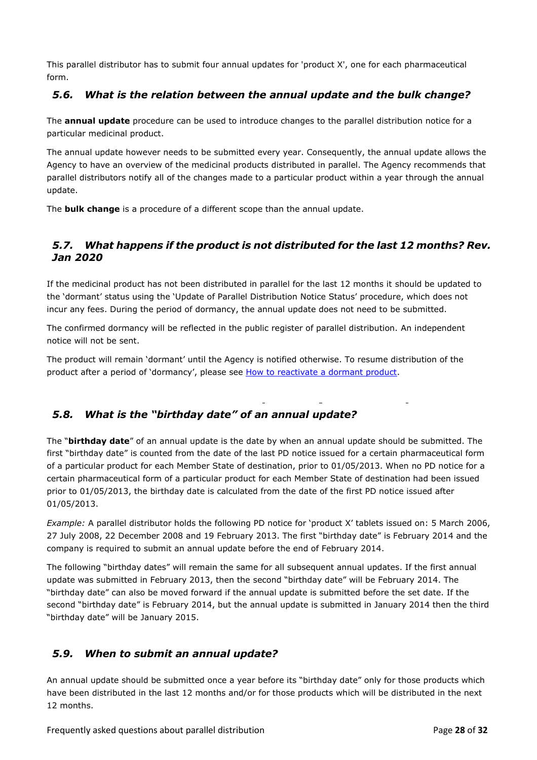This parallel distributor has to submit four annual updates for 'product X', one for each pharmaceutical form.

### *5.6. What is the relation between the annual update and the bulk change?*

The **annual update** procedure can be used to introduce changes to the parallel distribution notice for a particular medicinal product.

The annual update however needs to be submitted every year. Consequently, the annual update allows the Agency to have an overview of the medicinal products distributed in parallel. The Agency recommends that parallel distributors notify all of the changes made to a particular product within a year through the annual update.

The **bulk change** is a procedure of a different scope than the annual update.

### *5.7. What happens if the product is not distributed for the last 12 months? Rev. Jan 2020*

If the medicinal product has not been distributed in parallel for the last 12 months it should be updated to the 'dormant' status using the 'Update of Parallel Distribution Notice Status' procedure, which does not incur any fees. During the period of dormancy, the annual update does not need to be submitted.

The confirmed dormancy will be reflected in the public register of parallel distribution. An independent notice will not be sent.

The product will remain 'dormant' until the Agency is notified otherwise. To resume distribution of the product after a period of 'dormancy', please see [How to reactivate a dormant product](#).

### *5.8. What is the "birthday date" of an annual update?*

The "**birthday date**" of an annual update is the date by when an annual update should be submitted. The first "birthday date" is counted from the date of the last PD notice issued for a certain pharmaceutical form of a particular product for each Member State of destination, prior to 01/05/2013. When no PD notice for a certain pharmaceutical form of a particular product for each Member State of destination had been issued prior to 01/05/2013, the birthday date is calculated from the date of the first PD notice issued after 01/05/2013.

*Example:* A parallel distributor holds the following PD notice for 'product X' tablets issued on: 5 March 2006, 27 July 2008, 22 December 2008 and 19 February 2013. The first "birthday date" is February 2014 and the company is required to submit an annual update before the end of February 2014.

The following "birthday dates" will remain the same for all subsequent annual updates. If the first annual update was submitted in February 2013, then the second "birthday date" will be February 2014. The "birthday date" can also be moved forward if the annual update is submitted before the set date. If the second "birthday date" is February 2014, but the annual update is submitted in January 2014 then the third "birthday date" will be January 2015.

### *5.9. When to submit an annual update?*

An annual update should be submitted once a year before its "birthday date" only for those products which have been distributed in the last 12 months and/or for those products which will be distributed in the next 12 months.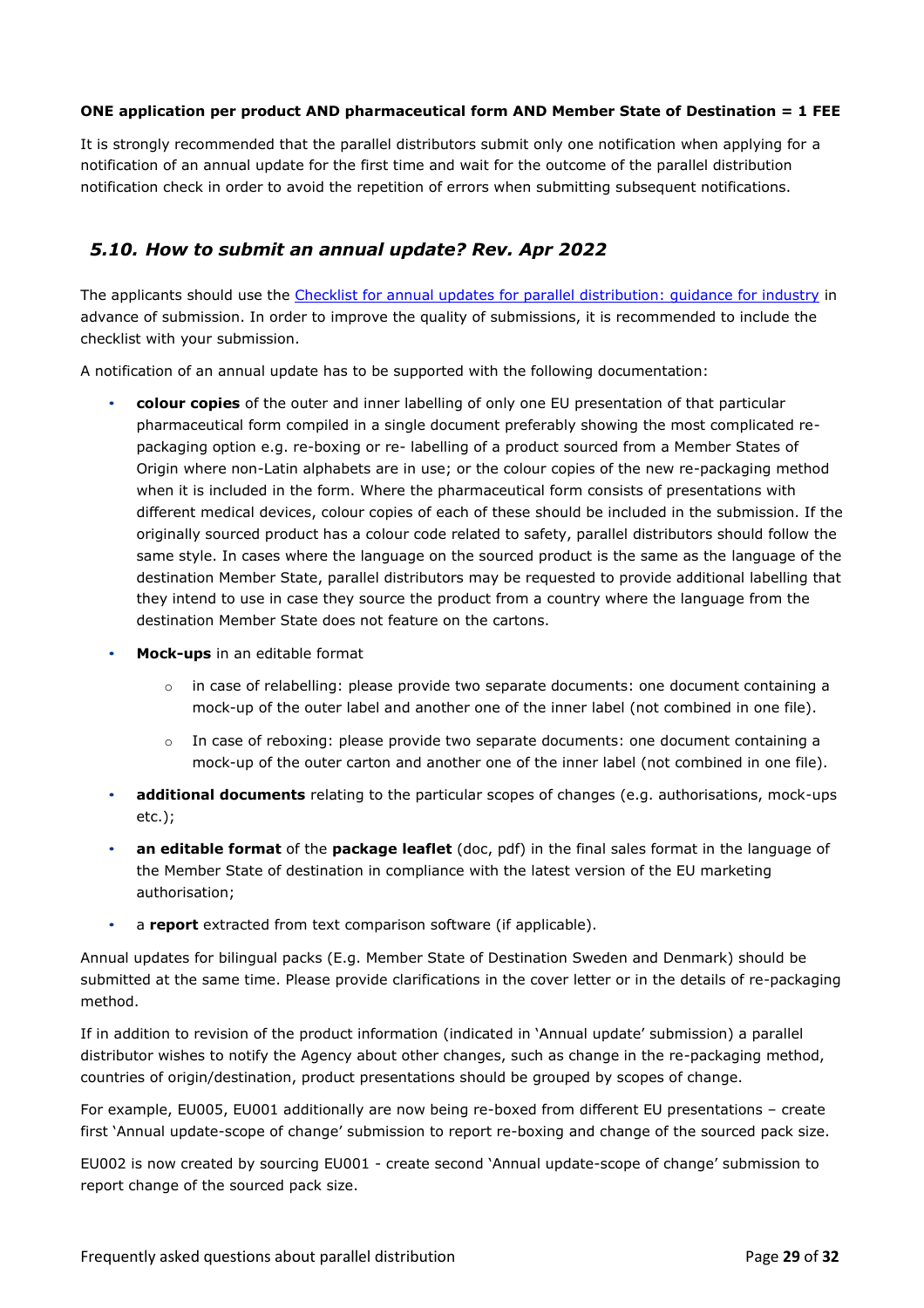**ONE application per product AND pharmaceutical form AND Member State of Destination = 1 FEE**

It is strongly recommended that the parallel distributors submit only one notification when applying for a notification of an annual update for the first time and wait for the outcome of the parallel distribution notification check in order to avoid the repetition of errors when submitting subsequent notifications.

## *5.10. How to submit an annual update? Rev. Apr 2022*

The applicants should use the [Checklist for annual updates for parallel distribution: guidance for industry]() in advance of submission. In order to improve the quality of submissions, it is recommended to include the checklist with your submission.

A notification of an annual update has to be supported with the following documentation:

- **colour copies** of the outer and inner labelling of only one EU presentation of that particular pharmaceutical form compiled in a single document preferably showing the most complicated re-packaging option e.g. re-boxing or re- labelling of a product sourced from a Member States of Origin where non-Latin alphabets are in use; or the colour copies of the new re-packaging method when it is included in the form. Where the pharmaceutical form consists of presentations with different medical devices, colour copies of each of these should be included in the submission. If the originally sourced product has a colour code related to safety, parallel distributors should follow the same style. In cases where the language on the sourced product is the same as the language of the destination Member State, parallel distributors may be requested to provide additional labelling that they intend to use in case they source the product from a country where the language from the destination Member State does not feature on the cartons.
- **Mock-ups** in an editable format
  - in case of relabelling: please provide two separate documents: one document containing a mock-up of the outer label and another one of the inner label (not combined in one file).
  - In case of reboxing: please provide two separate documents: one document containing a mock-up of the outer carton and another one of the inner label (not combined in one file).
- **additional documents** relating to the particular scopes of changes (e.g. authorisations, mock-ups etc.);
- **an editable format** of the **package leaflet** (doc, pdf) in the final sales format in the language of the Member State of destination in compliance with the latest version of the EU marketing authorisation;
- a **report** extracted from text comparison software (if applicable).

Annual updates for bilingual packs (E.g. Member State of Destination Sweden and Denmark) should be submitted at the same time. Please provide clarifications in the cover letter or in the details of re-packaging method.

If in addition to revision of the product information (indicated in 'Annual update' submission) a parallel distributor wishes to notify the Agency about other changes, such as change in the re-packaging method, countries of origin/destination, product presentations should be grouped by scopes of change.

For example, EU005, EU001 additionally are now being re-boxed from different EU presentations – create first 'Annual update-scope of change' submission to report re-boxing and change of the sourced pack size.

EU002 is now created by sourcing EU001 - create second 'Annual update-scope of change' submission to report change of the sourced pack size.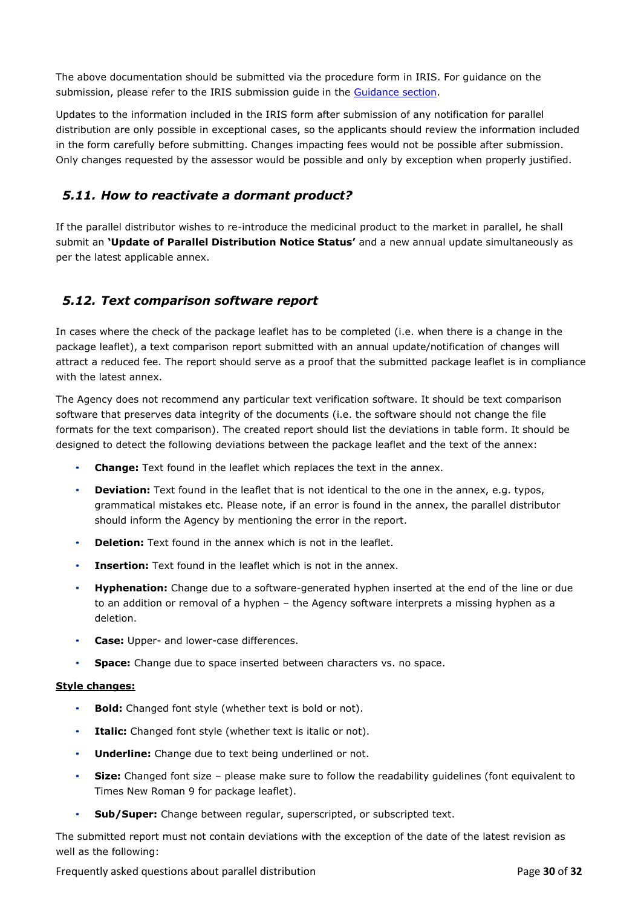The above documentation should be submitted via the procedure form in IRIS. For guidance on the submission, please refer to the IRIS submission guide in the [Guidance section](#).

Updates to the information included in the IRIS form after submission of any notification for parallel distribution are only possible in exceptional cases, so the applicants should review the information included in the form carefully before submitting. Changes impacting fees would not be possible after submission. Only changes requested by the assessor would be possible and only by exception when properly justified.

### *5.11. How to reactivate a dormant product?*

If the parallel distributor wishes to re-introduce the medicinal product to the market in parallel, he shall submit an **'Update of Parallel Distribution Notice Status'** and a new annual update simultaneously as per the latest applicable annex.

### *5.12. Text comparison software report*

In cases where the check of the package leaflet has to be completed (i.e. when there is a change in the package leaflet), a text comparison report submitted with an annual update/notification of changes will attract a reduced fee. The report should serve as a proof that the submitted package leaflet is in compliance with the latest annex.

The Agency does not recommend any particular text verification software. It should be text comparison software that preserves data integrity of the documents (i.e. the software should not change the file formats for the text comparison). The created report should list the deviations in table form. It should be designed to detect the following deviations between the package leaflet and the text of the annex:

- **Change:** Text found in the leaflet which replaces the text in the annex.
- **Deviation:** Text found in the leaflet that is not identical to the one in the annex, e.g. typos, grammatical mistakes etc. Please note, if an error is found in the annex, the parallel distributor should inform the Agency by mentioning the error in the report.
- **Deletion:** Text found in the annex which is not in the leaflet.
- **Insertion:** Text found in the leaflet which is not in the annex.
- **Hyphenation:** Change due to a software-generated hyphen inserted at the end of the line or due to an addition or removal of a hyphen – the Agency software interprets a missing hyphen as a deletion.
- **Case:** Upper- and lower-case differences.
- **Space:** Change due to space inserted between characters vs. no space.

**Style changes:**

- **Bold:** Changed font style (whether text is bold or not).
- **Italic:** Changed font style (whether text is italic or not).
- **Underline:** Change due to text being underlined or not.
- **Size:** Changed font size – please make sure to follow the readability guidelines (font equivalent to Times New Roman 9 for package leaflet).
- **Sub/Super:** Change between regular, superscripted, or subscripted text.

The submitted report must not contain deviations with the exception of the date of the latest revision as well as the following: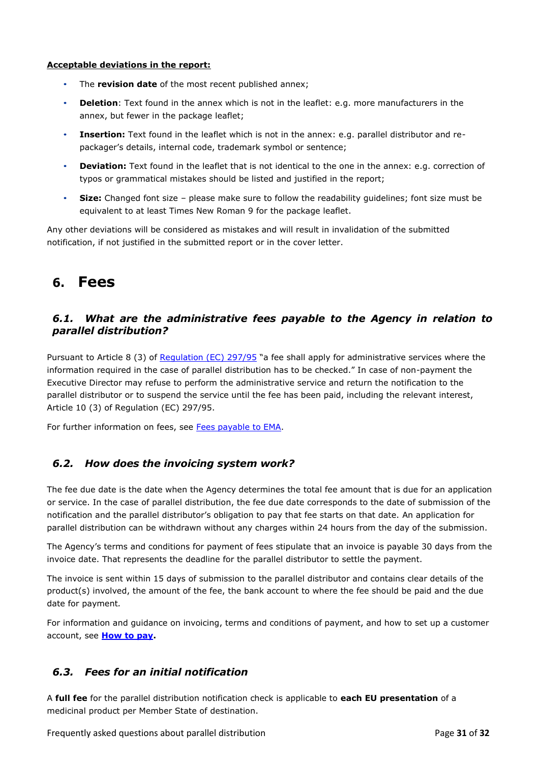**Acceptable deviations in the report:**

- The **revision date** of the most recent published annex;
- **Deletion**: Text found in the annex which is not in the leaflet: e.g. more manufacturers in the annex, but fewer in the package leaflet;
- **Insertion:** Text found in the leaflet which is not in the annex: e.g. parallel distributor and re-packager's details, internal code, trademark symbol or sentence;
- **Deviation:** Text found in the leaflet that is not identical to the one in the annex: e.g. correction of typos or grammatical mistakes should be listed and justified in the report;
- **Size:** Changed font size – please make sure to follow the readability guidelines; font size must be equivalent to at least Times New Roman 9 for the package leaflet.

Any other deviations will be considered as mistakes and will result in invalidation of the submitted notification, if not justified in the submitted report or in the cover letter.

# 6. Fees

## *6.1. What are the administrative fees payable to the Agency in relation to parallel distribution?*

Pursuant to Article 8 (3) of Regulation (EC) 297/95 "a fee shall apply for administrative services where the information required in the case of parallel distribution has to be checked." In case of non-payment the Executive Director may refuse to perform the administrative service and return the notification to the parallel distributor or to suspend the service until the fee has been paid, including the relevant interest, Article 10 (3) of Regulation (EC) 297/95.

For further information on fees, see Fees payable to EMA.

## *6.2. How does the invoicing system work?*

The fee due date is the date when the Agency determines the total fee amount that is due for an application or service. In the case of parallel distribution, the fee due date corresponds to the date of submission of the notification and the parallel distributor's obligation to pay that fee starts on that date. An application for parallel distribution can be withdrawn without any charges within 24 hours from the day of the submission.

The Agency's terms and conditions for payment of fees stipulate that an invoice is payable 30 days from the invoice date. That represents the deadline for the parallel distributor to settle the payment.

The invoice is sent within 15 days of submission to the parallel distributor and contains clear details of the product(s) involved, the amount of the fee, the bank account to where the fee should be paid and the due date for payment.

For information and guidance on invoicing, terms and conditions of payment, and how to set up a customer account, see **How to pay.**

## *6.3. Fees for an initial notification*

A **full fee** for the parallel distribution notification check is applicable to **each EU presentation** of a medicinal product per Member State of destination.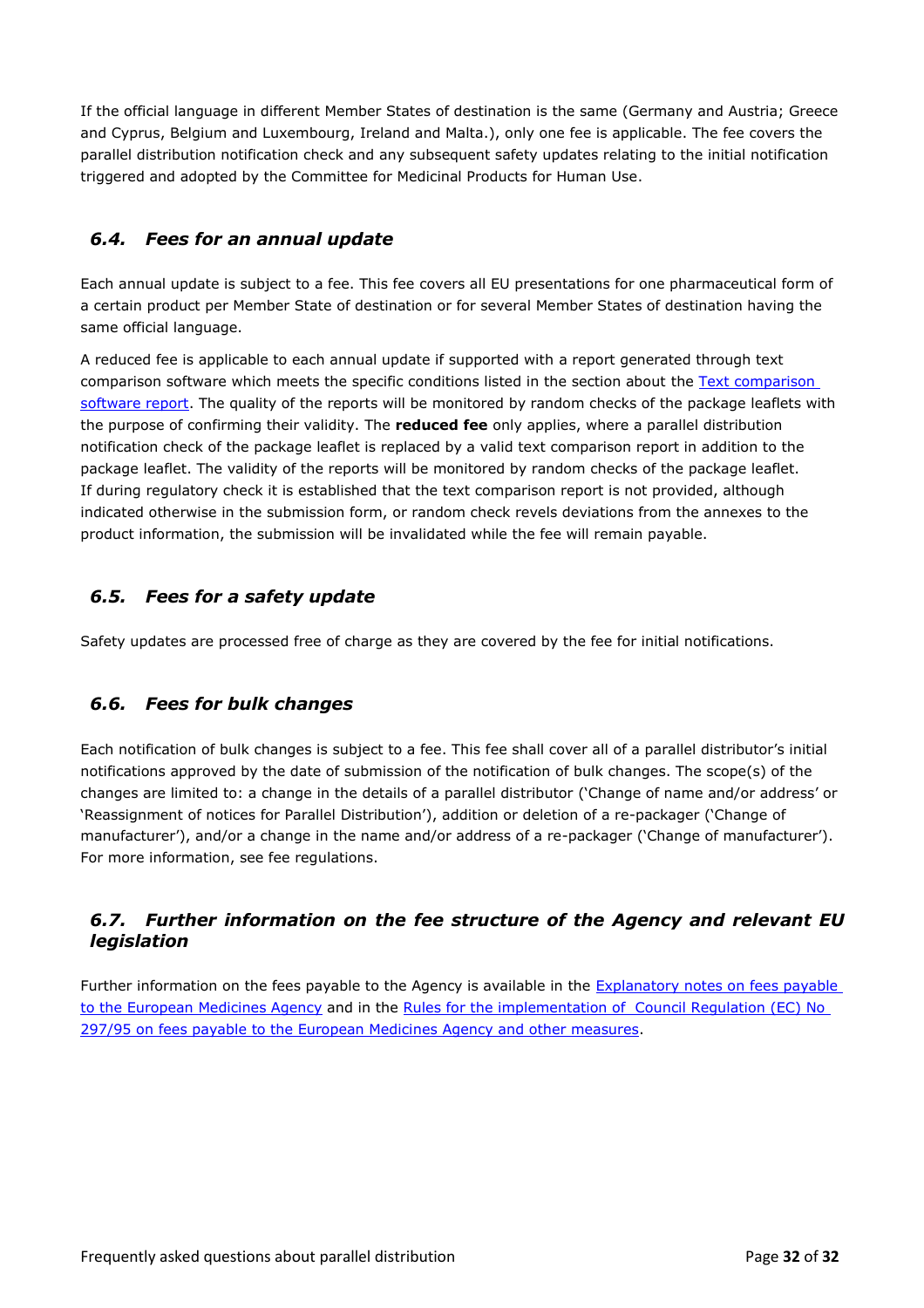If the official language in different Member States of destination is the same (Germany and Austria; Greece and Cyprus, Belgium and Luxembourg, Ireland and Malta.), only one fee is applicable. The fee covers the parallel distribution notification check and any subsequent safety updates relating to the initial notification triggered and adopted by the Committee for Medicinal Products for Human Use.

### *6.4. Fees for an annual update*

Each annual update is subject to a fee. This fee covers all EU presentations for one pharmaceutical form of a certain product per Member State of destination or for several Member States of destination having the same official language.

A reduced fee is applicable to each annual update if supported with a report generated through text comparison software which meets the specific conditions listed in the section about the [Text comparison software report](). The quality of the reports will be monitored by random checks of the package leaflets with the purpose of confirming their validity. The **reduced fee** only applies, where a parallel distribution notification check of the package leaflet is replaced by a valid text comparison report in addition to the package leaflet. The validity of the reports will be monitored by random checks of the package leaflet. If during regulatory check it is established that the text comparison report is not provided, although indicated otherwise in the submission form, or random check revels deviations from the annexes to the product information, the submission will be invalidated while the fee will remain payable.

### *6.5. Fees for a safety update*

Safety updates are processed free of charge as they are covered by the fee for initial notifications.

### *6.6. Fees for bulk changes*

Each notification of bulk changes is subject to a fee. This fee shall cover all of a parallel distributor's initial notifications approved by the date of submission of the notification of bulk changes. The scope(s) of the changes are limited to: a change in the details of a parallel distributor ('Change of name and/or address' or 'Reassignment of notices for Parallel Distribution'), addition or deletion of a re-packager ('Change of manufacturer'), and/or a change in the name and/or address of a re-packager ('Change of manufacturer'). For more information, see fee regulations.

### *6.7. Further information on the fee structure of the Agency and relevant EU legislation*

Further information on the fees payable to the Agency is available in the [Explanatory notes on fees payable to the European Medicines Agency]() and in the [Rules for the implementation of Council Regulation (EC) No 297/95 on fees payable to the European Medicines Agency and other measures]().